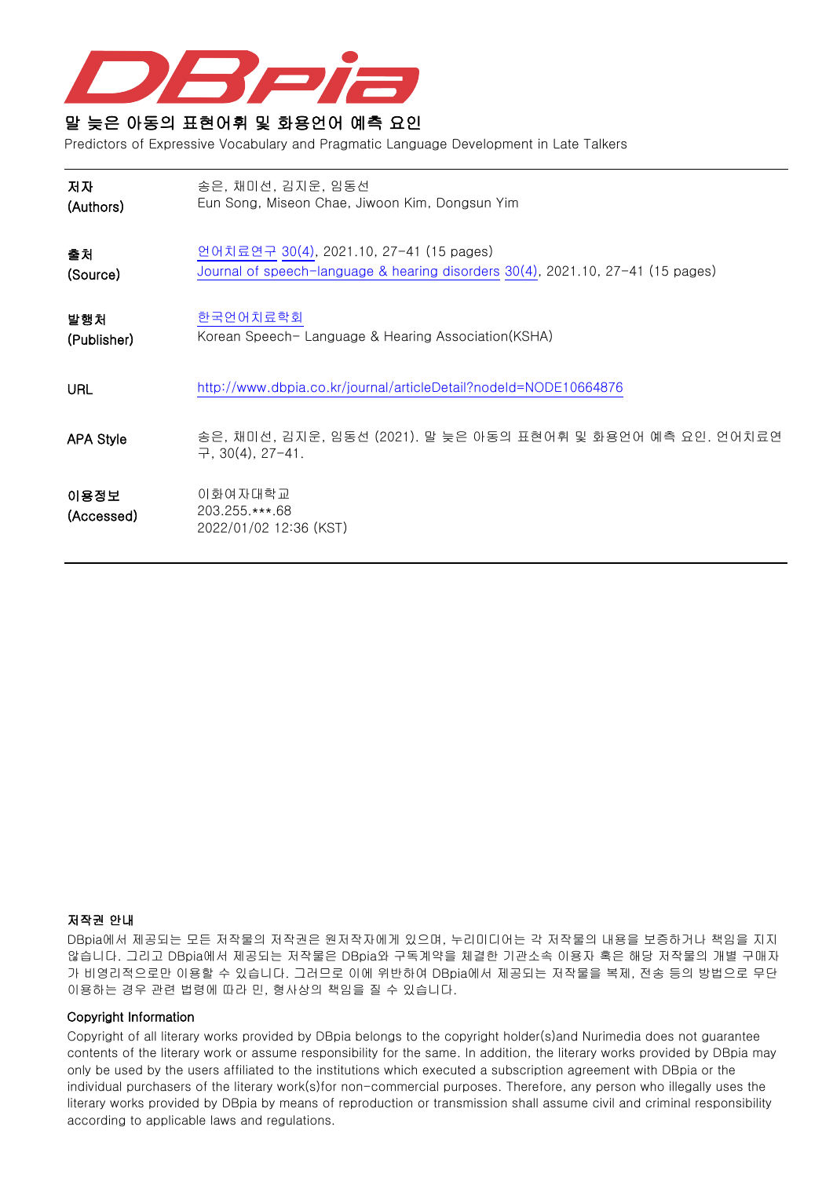# 말 늦은 아동의 표현어휘 및 화용언어 예측 요인

Predictors of Expressive Vocabulary and Pragmatic Language Development in Late Talkers

| | |
|---|---|
| **저자** (Authors) | 송은, 채미선, 김지운, 임동선<br>Eun Song, Miseon Chae, Jiwoon Kim, Dongsun Yim |
| **출처** (Source) | 언어치료연구 30(4), 2021.10, 27-41 (15 pages)<br>Journal of speech-language & hearing disorders 30(4), 2021.10, 27-41 (15 pages) |
| **발행처** (Publisher) | 한국언어치료학회<br>Korean Speech- Language & Hearing Association(KSHA) |
| **URL** | http://www.dbpia.co.kr/journal/articleDetail?nodeId=NODE10664876 |
| **APA Style** | 송은, 채미선, 김지운, 임동선 (2021). 말 늦은 아동의 표현어휘 및 화용언어 예측 요인. 언어치료연구, 30(4), 27-41. |
| **이용정보** (Accessed) | 이화여자대학교<br>203.255.***.68<br>2022/01/02 12:36 (KST) |

**저작권 안내**

DBpia에서 제공되는 모든 저작물의 저작권은 원저작자에게 있으며, 누리미디어는 각 저작물의 내용을 보증하거나 책임을 지지 않습니다. 그리고 DBpia에서 제공되는 저작물은 DBpia와 구독계약을 체결한 기관소속 이용자 혹은 해당 저작물의 개별 구매자가 비영리적으로만 이용할 수 있습니다. 그러므로 이에 위반하여 DBpia에서 제공되는 저작물을 복제, 전송 등의 방법으로 무단 이용하는 경우 관련 법령에 따라 민, 형사상의 책임을 질 수 있습니다.

**Copyright Information**

Copyright of all literary works provided by DBpia belongs to the copyright holder(s)and Nurimedia does not guarantee contents of the literary work or assume responsibility for the same. In addition, the literary works provided by DBpia may only be used by the users affiliated to the institutions which executed a subscription agreement with DBpia or the individual purchasers of the literary work(s)for non-commercial purposes. Therefore, any person who illegally uses the literary works provided by DBpia by means of reproduction or transmission shall assume civil and criminal responsibility according to applicable laws and regulations.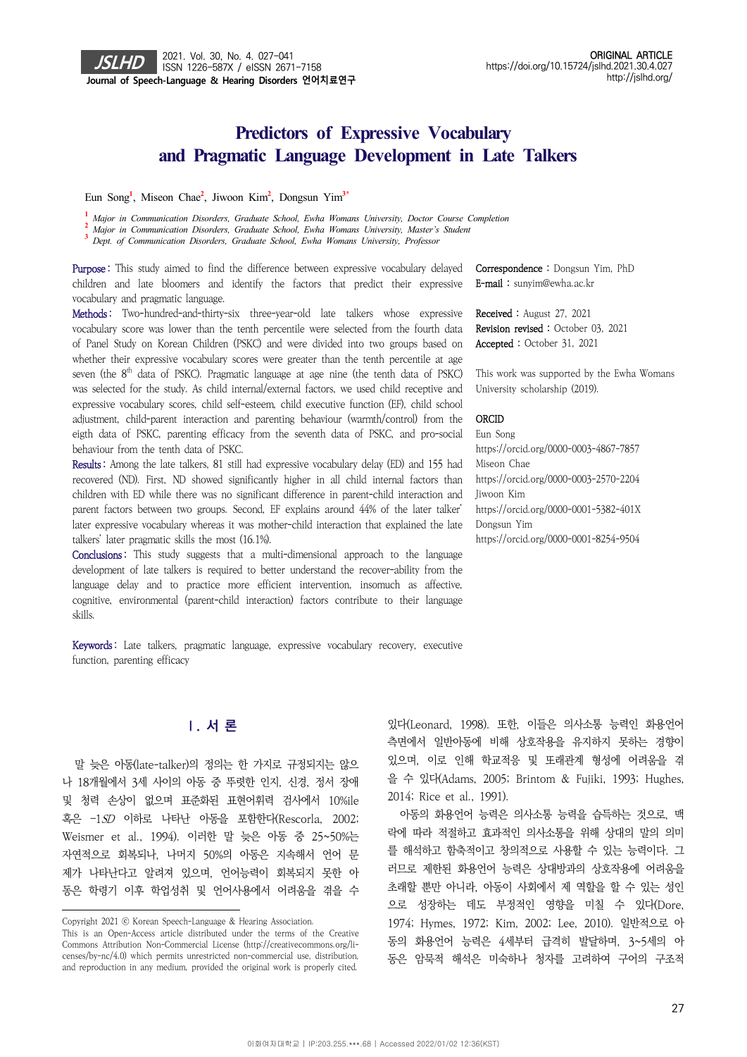# Predictors of Expressive Vocabulary and Pragmatic Language Development in Late Talkers

Eun Song[1], Miseon Chae[2], Jiwoon Kim[2], Dongsun Yim[3*]

[1] *Major in Communication Disorders, Graduate School, Ewha Womans University, Doctor Course Completion*
[2] *Major in Communication Disorders, Graduate School, Ewha Womans University, Master's Student*
[3] *Dept. of Communication Disorders, Graduate School, Ewha Womans University, Professor*

**Purpose:** This study aimed to find the difference between expressive vocabulary delayed children and late bloomers and identify the factors that predict their expressive vocabulary and pragmatic language.
**Methods:** Two-hundred-and-thirty-six three-year-old late talkers whose expressive vocabulary score was lower than the tenth percentile were selected from the fourth data of Panel Study on Korean Children (PSKC) and were divided into two groups based on whether their expressive vocabulary scores were greater than the tenth percentile at age seven (the 8th data of PSKC). Pragmatic language at age nine (the tenth data of PSKC) was selected for the study. As child internal/external factors, we used child receptive and expressive vocabulary scores, child self-esteem, child executive function (EF), child school adjustment, child-parent interaction and parenting behaviour (warmth/control) from the eigth data of PSKC, parenting efficacy from the seventh data of PSKC, and pro-social behaviour from the tenth data of PSKC.
**Results:** Among the late talkers, 81 still had expressive vocabulary delay (ED) and 155 had recovered (ND). First, ND showed significantly higher in all child internal factors than children with ED while there was no significant difference in parent-child interaction and parent factors between two groups. Second, EF explains around 44% of the later talker' later expressive vocabulary whereas it was mother-child interaction that explained the late talkers' later pragmatic skills the most (16.1%).
**Conclusions:** This study suggests that a multi-dimensional approach to the language development of late talkers is required to better understand the recover-ability from the language delay and to practice more efficient intervention, insomuch as affective, cognitive, environmental (parent-child interaction) factors contribute to their language skills.

**Keywords:** Late talkers, pragmatic language, expressive vocabulary recovery, executive function, parenting efficacy

Correspondence : Dongsun Yim, PhD
E-mail : sunyim@ewha.ac.kr

Received : August 27, 2021
Revision revised : October 03, 2021
Accepted : October 31, 2021

This work was supported by the Ewha Womans University scholarship (2019).

ORCID
Eun Song
https://orcid.org/0000-0003-4867-7857
Miseon Chae
https://orcid.org/0000-0003-2570-2204
Jiwoon Kim
https://orcid.org/0000-0001-5382-401X
Dongsun Yim
https://orcid.org/0000-0001-8254-9504

## Ⅰ. 서 론

말 늦은 아동(late-talker)의 정의는 한 가지로 규정되지는 않으나 18개월에서 3세 사이의 아동 중 뚜렷한 인지, 신경, 정서 장애 및 청력 손상이 없으며 표준화된 표현어휘 검사에서 10%ile 혹은 −1*SD* 이하로 나타난 아동을 포함한다(Rescorla, 2002; Weismer et al., 1994). 이러한 말 늦은 아동 중 25~50%는 자연적으로 회복되나, 나머지 50%의 아동은 지속해서 언어 문제가 나타난다고 알려져 있으며, 언어능력이 회복되지 못한 아동은 학령기 이후 학업성취 및 언어사용에서 어려움을 겪을 수 있다(Leonard, 1998). 또한, 이들은 의사소통 능력인 화용언어 측면에서 일반아동에 비해 상호작용을 유지하지 못하는 경향이 있으며, 이로 인해 학교적응 및 또래관계 형성에 어려움을 겪을 수 있다(Adams, 2005; Brintom & Fujiki, 1993; Hughes, 2014; Rice et al., 1991).

아동의 화용언어 능력은 의사소통 능력을 습득하는 것으로, 맥락에 따라 적절하고 효과적인 의사소통을 위해 상대의 말의 의미를 해석하고 함축적이고 창의적으로 사용할 수 있는 능력이다. 그러므로 제한된 화용언어 능력은 상대방과의 상호작용에 어려움을 초래할 뿐만 아니라, 아동이 사회에서 제 역할을 할 수 있는 성인으로 성장하는 데도 부정적인 영향을 미칠 수 있다(Dore, 1974; Hymes, 1972; Kim, 2002; Lee, 2010). 일반적으로 아동의 화용언어 능력은 4세부터 급격히 발달하며, 3~5세의 아동은 암묵적 해석은 미숙하나 청자를 고려하여 구어의 구조적

Copyright 2021 ⓒ Korean Speech-Language & Hearing Association.
This is an Open-Access article distributed under the terms of the Creative Commons Attribution Non-Commercial License (http://creativecommons.org/licenses/by-nc/4.0) which permits unrestricted non-commercial use, distribution, and reproduction in any medium, provided the original work is properly cited.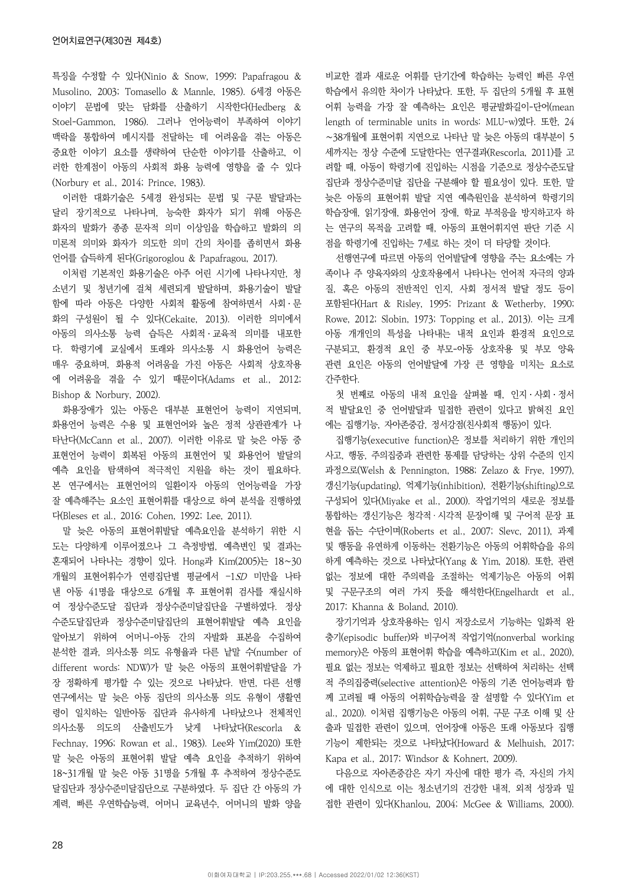특징을 수정할 수 있다(Ninio & Snow, 1999; Papafragou & Musolino, 2003; Tomasello & Mannle, 1985). 6세경 아동은 이야기 문법에 맞는 담화를 산출하기 시작한다(Hedberg & Stoel-Gammon, 1986). 그러나 언어능력이 부족하여 이야기 맥락을 통합하여 메시지를 전달하는 데 어려움을 겪는 아동은 중요한 이야기 요소를 생략하여 단순한 이야기를 산출하고, 이러한 한계점이 아동의 사회적 화용 능력에 영향을 줄 수 있다(Norbury et al., 2014; Prince, 1983).

이러한 대화기술은 5세경 완성되는 문법 및 구문 발달과는 달리 장기적으로 나타나며, 능숙한 화자가 되기 위해 아동은 화자의 발화가 종종 문자적 의미 이상임을 학습하고 발화의 의미론적 의미와 화자가 의도한 의미 간의 차이를 좁히면서 화용언어를 습득하게 된다(Grigoroglou & Papafragou, 2017).

이처럼 기본적인 화용기술은 아주 어린 시기에 나타나지만, 청소년기 및 청년기에 걸쳐 세련되게 발달하며, 화용기술이 발달함에 따라 아동은 다양한 사회적 활동에 참여하면서 사회·문화의 구성원이 될 수 있다(Cekaite, 2013). 이러한 의미에서 아동의 의사소통 능력 습득은 사회적·교육적 의미를 내포한다. 학령기에 교실에서 또래와 의사소통 시 화용언어 능력은 매우 중요하며, 화용적 어려움을 가진 아동은 사회적 상호작용에 어려움을 겪을 수 있기 때문이다(Adams et al., 2012; Bishop & Norbury, 2002).

화용장애가 있는 아동은 대부분 표현언어 능력이 지연되며, 화용언어 능력은 수용 및 표현언어와 높은 정적 상관관계가 나타난다(McCann et al., 2007). 이러한 이유로 말 늦은 아동 중 표현언어 능력이 회복된 아동의 표현언어 및 화용언어 발달의 예측 요인을 탐색하여 적극적인 지원을 하는 것이 필요하다. 본 연구에서는 표현언어의 일환이자 아동의 언어능력을 가장 잘 예측해주는 요소인 표현어휘를 대상으로 하여 분석을 진행하였다(Bleses et al., 2016; Cohen, 1992; Lee, 2011).

말 늦은 아동의 표현어휘발달 예측요인을 분석하기 위한 시도는 다양하게 이루어졌으나 그 측정방법, 예측변인 및 결과는 혼재되어 나타나는 경향이 있다. Hong과 Kim(2005)는 18~30개월의 표현어휘수가 연령집단별 평균에서 -1*SD* 미만을 나타낸 아동 41명을 대상으로 6개월 후 표현어휘 검사를 재실시하여 정상수준도달 집단과 정상수준미달집단을 구별하였다. 정상수준도달집단과 정상수준미달집단의 표현어휘발달 예측 요인을 알아보기 위하여 어머니-아동 간의 자발화 표본을 수집하여 분석한 결과, 의사소통 의도 유형율과 다른 낱말 수(number of different words: NDW)가 말 늦은 아동의 표현어휘발달을 가장 정확하게 평가할 수 있는 것으로 나타났다. 반면, 다른 선행 연구에서는 말 늦은 아동 집단의 의사소통 의도 유형이 생활연령이 일치하는 일반아동 집단과 유사하게 나타났으나 전체적인 의사소통 의도의 산출빈도가 낮게 나타났다(Rescorla & Fechnay, 1996; Rowan et al., 1983). Lee와 Yim(2020) 또한 말 늦은 아동의 표현어휘 발달 예측 요인을 추적하기 위하여 18~31개월 말 늦은 아동 31명을 5개월 후 추적하여 정상수준도달집단과 정상수준미달집단으로 구분하였다. 두 집단 간 아동의 가계력, 빠른 우연학습능력, 어머니 교육년수, 어머니의 발화 양을 비교한 결과 새로운 어휘를 단기간에 학습하는 능력인 빠른 우연학습에서 유의한 차이가 나타났다. 또한, 두 집단의 5개월 후 표현어휘 능력을 가장 잘 예측하는 요인은 평균발화길이-단어(mean length of terminable units in words: MLU-w)였다. 또한, 24~38개월에 표현어휘 지연으로 나타난 말 늦은 아동의 대부분이 5세까지는 정상 수준에 도달한다는 연구결과(Rescorla, 2011)를 고려할 때, 아동이 학령기에 진입하는 시점을 기준으로 정상수준도달 집단과 정상수준미달 집단을 구분해야 할 필요성이 있다. 또한, 말 늦은 아동의 표현어휘 발달 지연 예측원인을 분석하여 학령기의 학습장애, 읽기장애, 화용언어 장애, 학교 부적응을 방지하고자 하는 연구의 목적을 고려할 때, 아동의 표현어휘지연 판단 기준 시점을 학령기에 진입하는 7세로 하는 것이 더 타당할 것이다.

선행연구에 따르면 아동의 언어발달에 영향을 주는 요소에는 가족이나 주 양육자와의 상호작용에서 나타나는 언어적 자극의 양과 질, 혹은 아동의 전반적인 인지, 사회 정서적 발달 정도 등이 포함된다(Hart & Risley, 1995; Prizant & Wetherby, 1990; Rowe, 2012; Slobin, 1973; Topping et al., 2013). 이는 크게 아동 개개인의 특성을 나타내는 내적 요인과 환경적 요인으로 구분되고, 환경적 요인 중 부모-아동 상호작용 및 부모 양육 관련 요인은 아동의 언어발달에 가장 큰 영향을 미치는 요소로 간주한다.

첫 번째로 아동의 내적 요인을 살펴볼 때, 인지·사회·정서적 발달요인 중 언어발달과 밀접한 관련이 있다고 밝혀진 요인에는 집행기능, 자아존중감, 정서강점(친사회적 행동)이 있다.

집행기능(executive function)은 정보를 처리하기 위한 개인의 사고, 행동, 주의집중과 관련한 통제를 담당하는 상위 수준의 인지 과정으로(Welsh & Pennington, 1988; Zelazo & Frye, 1997), 갱신기능(updating), 억제기능(inhibition), 전환기능(shifting)으로 구성되어 있다(Miyake et al., 2000). 작업기억의 새로운 정보를 통합하는 갱신기능은 청각적·시각적 문장이해 및 구어적 문장 표현을 돕는 수단이며(Roberts et al., 2007; Slevc, 2011), 과제 및 행동을 유연하게 이동하는 전환기능은 아동의 어휘학습을 유의하게 예측하는 것으로 나타났다(Yang & Yim, 2018). 또한, 관련 없는 정보에 대한 주의력을 조절하는 억제기능은 아동의 어휘 및 구문구조의 여러 가지 뜻을 해석한다(Engelhardt et al., 2017; Khanna & Boland, 2010).

장기기억과 상호작용하는 임시 저장소로서 기능하는 일화적 완충기(episodic buffer)와 비구어적 작업기억(nonverbal working memory)은 아동의 표현어휘 학습을 예측하고(Kim et al., 2020), 필요 없는 정보는 억제하고 필요한 정보는 선택하여 처리하는 선택적 주의집중력(selective attention)은 아동의 기존 언어능력과 함께 고려될 때 아동의 어휘학습능력을 잘 설명할 수 있다(Yim et al., 2020). 이처럼 집행기능은 아동의 어휘, 구문 구조 이해 및 산출과 밀접한 관련이 있으며, 언어장애 아동은 또래 아동보다 집행기능이 제한되는 것으로 나타났다(Howard & Melhuish, 2017; Kapa et al., 2017; Windsor & Kohnert, 2009).

다음으로 자아존중감은 자기 자신에 대한 평가 즉, 자신의 가치에 대한 인식으로 이는 청소년기의 건강한 내적, 외적 성장과 밀접한 관련이 있다(Khanlou, 2004; McGee & Williams, 2000).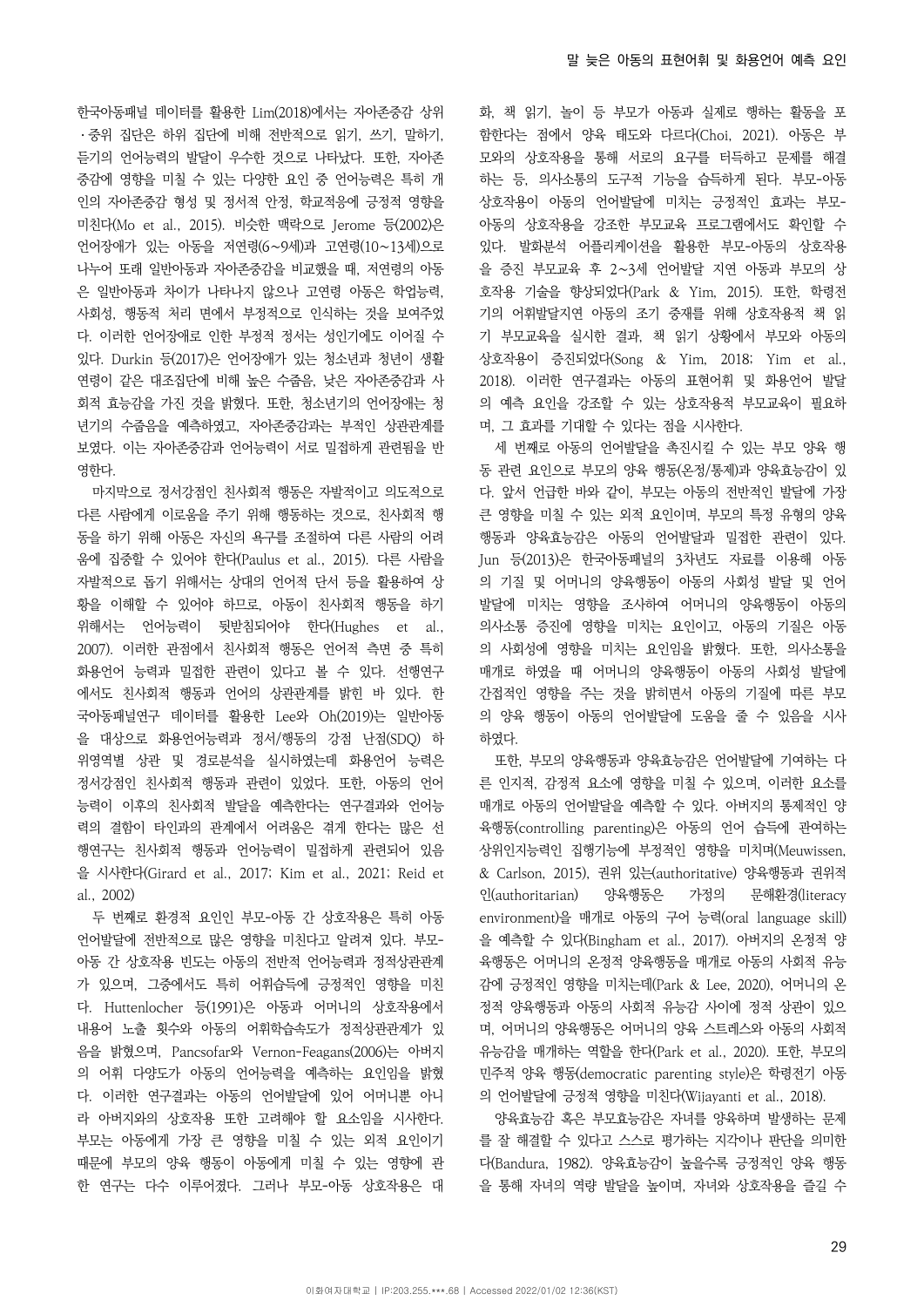한국아동패널 데이터를 활용한 Lim(2018)에서는 자아존중감 상위·중위 집단은 하위 집단에 비해 전반적으로 읽기, 쓰기, 말하기, 듣기의 언어능력의 발달이 우수한 것으로 나타났다. 또한, 자아존중감에 영향을 미칠 수 있는 다양한 요인 중 언어능력은 특히 개인의 자아존중감 형성 및 정서적 안정, 학교적응에 긍정적 영향을 미친다(Mo et al., 2015). 비슷한 맥락으로 Jerome 등(2002)은 언어장애가 있는 아동을 저연령(6~9세)과 고연령(10~13세)으로 나누어 또래 일반아동과 자아존중감을 비교했을 때, 저연령의 아동은 일반아동과 차이가 나타나지 않으나 고연령 아동은 학업능력, 사회성, 행동적 처리 면에서 부정적으로 인식하는 것을 보여주었다. 이러한 언어장애로 인한 부정적 정서는 성인기에도 이어질 수 있다. Durkin 등(2017)은 언어장애가 있는 청소년과 청년이 생활연령이 같은 대조집단에 비해 높은 수줍음, 낮은 자아존중감과 사회적 효능감을 가진 것을 밝혔다. 또한, 청소년기의 언어장애는 청년기의 수줍음을 예측하였고, 자아존중감과는 부적인 상관관계를 보였다. 이는 자아존중감과 언어능력이 서로 밀접하게 관련됨을 반영한다.

마지막으로 정서강점인 친사회적 행동은 자발적이고 의도적으로 다른 사람에게 이로움을 주기 위해 행동하는 것으로, 친사회적 행동을 하기 위해 아동은 자신의 욕구를 조절하여 다른 사람의 어려움에 집중할 수 있어야 한다(Paulus et al., 2015). 다른 사람을 자발적으로 돕기 위해서는 상대의 언어적 단서 등을 활용하여 상황을 이해할 수 있어야 하므로, 아동이 친사회적 행동을 하기 위해서는 언어능력이 뒷받침되어야 한다(Hughes et al., 2007). 이러한 관점에서 친사회적 행동은 언어적 측면 중 특히 화용언어 능력과 밀접한 관련이 있다고 볼 수 있다. 선행연구에서도 친사회적 행동과 언어의 상관관계를 밝힌 바 있다. 한국아동패널연구 데이터를 활용한 Lee와 Oh(2019)는 일반아동을 대상으로 화용언어능력과 정서/행동의 강점 난점(SDQ) 하위영역별 상관 및 경로분석을 실시하였는데 화용언어 능력은 정서강점인 친사회적 행동과 관련이 있었다. 또한, 아동의 언어능력이 이후의 친사회적 발달을 예측한다는 연구결과와 언어능력의 결함이 타인과의 관계에서 어려움을 겪게 한다는 많은 선행연구는 친사회적 행동과 언어능력이 밀접하게 관련되어 있음을 시사한다(Girard et al., 2017; Kim et al., 2021; Reid et al., 2002)

두 번째로 환경적 요인인 부모-아동 간 상호작용은 특히 아동 언어발달에 전반적으로 많은 영향을 미친다고 알려져 있다. 부모-아동 간 상호작용 빈도는 아동의 전반적 언어능력과 정적상관관계가 있으며, 그중에서도 특히 어휘습득에 긍정적인 영향을 미친다. Huttenlocher 등(1991)은 아동과 어머니의 상호작용에서 내용어 노출 횟수와 아동의 어휘학습속도가 정적상관관계가 있음을 밝혔으며, Pancsofar와 Vernon-Feagans(2006)는 아버지의 어휘 다양도가 아동의 언어능력을 예측하는 요인임을 밝혔다. 이러한 연구결과는 아동의 언어발달에 있어 어머니뿐 아니라 아버지와의 상호작용 또한 고려해야 할 요소임을 시사한다. 부모는 아동에게 가장 큰 영향을 미칠 수 있는 외적 요인이기 때문에 부모의 양육 행동이 아동에게 미칠 수 있는 영향에 관한 연구는 다수 이루어졌다. 그러나 부모-아동 상호작용은 대화, 책 읽기, 놀이 등 부모가 아동과 실제로 행하는 활동을 포함한다는 점에서 양육 태도와 다르다(Choi, 2021). 아동은 부모와의 상호작용을 통해 서로의 요구를 터득하고 문제를 해결하는 등, 의사소통의 도구적 기능을 습득하게 된다. 부모-아동 상호작용이 아동의 언어발달에 미치는 긍정적인 효과는 부모-아동의 상호작용을 강조한 부모교육 프로그램에서도 확인할 수 있다. 발화분석 어플리케이션을 활용한 부모-아동의 상호작용을 증진 부모교육 후 2~3세 언어발달 지연 아동과 부모의 상호작용 기술을 향상되었다(Park & Yim, 2015). 또한, 학령전기의 어휘발달지연 아동의 조기 중재를 위해 상호작용적 책 읽기 부모교육을 실시한 결과, 책 읽기 상황에서 부모와 아동의 상호작용이 증진되었다(Song & Yim, 2018; Yim et al., 2018). 이러한 연구결과는 아동의 표현어휘 및 화용언어 발달의 예측 요인을 강조할 수 있는 상호작용적 부모교육이 필요하며, 그 효과를 기대할 수 있다는 점을 시사한다.

세 번째로 아동의 언어발달을 촉진시킬 수 있는 부모 양육 행동 관련 요인으로 부모의 양육 행동(온정/통제)과 양육효능감이 있다. 앞서 언급한 바와 같이, 부모는 아동의 전반적인 발달에 가장 큰 영향을 미칠 수 있는 외적 요인이며, 부모의 특정 유형의 양육행동과 양육효능감은 아동의 언어발달과 밀접한 관련이 있다. Jun 등(2013)은 한국아동패널의 3차년도 자료를 이용해 아동의 기질 및 어머니의 양육행동이 아동의 사회성 발달 및 언어발달에 미치는 영향을 조사하여 어머니의 양육행동이 아동의 의사소통 증진에 영향을 미치는 요인이고, 아동의 기질은 아동의 사회성에 영향을 미치는 요인임을 밝혔다. 또한, 의사소통을 매개로 하였을 때 어머니의 양육행동이 아동의 사회성 발달에 간접적인 영향을 주는 것을 밝히면서 아동의 기질에 따른 부모의 양육 행동이 아동의 언어발달에 도움을 줄 수 있음을 시사하였다.

또한, 부모의 양육행동과 양육효능감은 언어발달에 기여하는 다른 인지적, 감정적 요소에 영향을 미칠 수 있으며, 이러한 요소를 매개로 아동의 언어발달을 예측할 수 있다. 아버지의 통제적인 양육행동(controlling parenting)은 아동의 언어 습득에 관여하는 상위인지능력인 집행기능에 부정적인 영향을 미치며(Meuwissen, & Carlson, 2015), 권위 있는(authoritative) 양육행동과 권위적인(authoritarian) 양육행동은 가정의 문해환경(literacy environment)을 매개로 아동의 구어 능력(oral language skill)을 예측할 수 있다(Bingham et al., 2017). 아버지의 온정적 양육행동은 어머니의 온정적 양육행동을 매개로 아동의 사회적 유능감에 긍정적인 영향을 미치는데(Park & Lee, 2020), 어머니의 온정적 양육행동과 아동의 사회적 유능감 사이에 정적 상관이 있으며, 어머니의 양육행동은 어머니의 양육 스트레스와 아동의 사회적 유능감을 매개하는 역할을 한다(Park et al., 2020). 또한, 부모의 민주적 양육 행동(democratic parenting style)은 학령전기 아동의 언어발달에 긍정적 영향을 미친다(Wijayanti et al., 2018).

양육효능감 혹은 부모효능감은 자녀를 양육하며 발생하는 문제를 잘 해결할 수 있다고 스스로 평가하는 지각이나 판단을 의미한다(Bandura, 1982). 양육효능감이 높을수록 긍정적인 양육 행동을 통해 자녀의 역량 발달을 높이며, 자녀와 상호작용을 즐길 수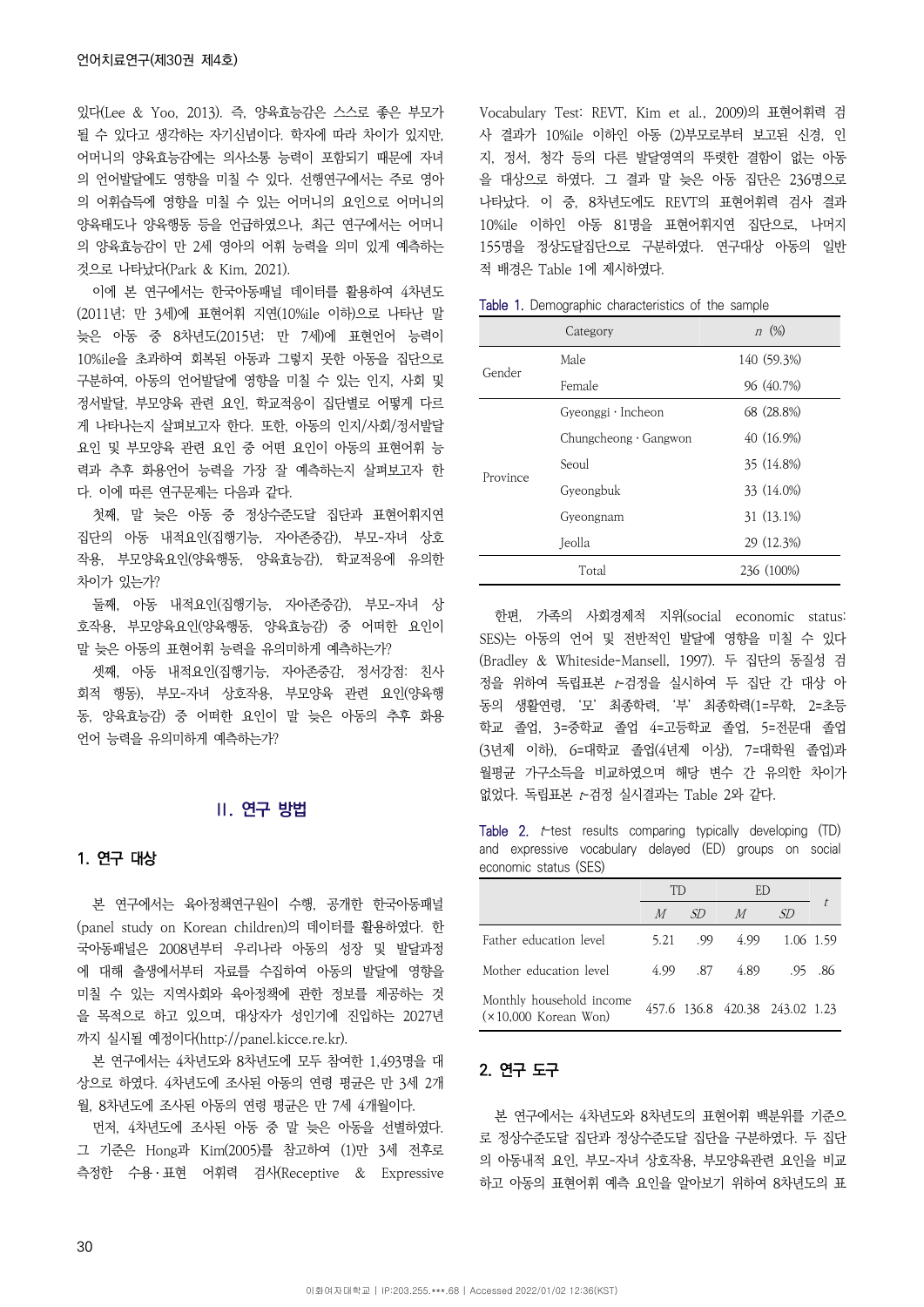있다(Lee & Yoo, 2013). 즉, 양육효능감은 스스로 좋은 부모가 될 수 있다고 생각하는 자기신념이다. 학자에 따라 차이가 있지만, 어머니의 양육효능감에는 의사소통 능력이 포함되기 때문에 자녀의 언어발달에도 영향을 미칠 수 있다. 선행연구에서는 주로 영아의 어휘습득에 영향을 미칠 수 있는 어머니의 요인으로 어머니의 양육태도나 양육행동 등을 언급하였으나, 최근 연구에서는 어머니의 양육효능감이 만 2세 영아의 어휘 능력을 의미 있게 예측하는 것으로 나타났다(Park & Kim, 2021).

이에 본 연구에서는 한국아동패널 데이터를 활용하여 4차년도(2011년; 만 3세)에 표현어휘 지연(10%ile 이하)으로 나타난 말 늦은 아동 중 8차년도(2015년; 만 7세)에 표현언어 능력이 10%ile을 초과하여 회복된 아동과 그렇지 못한 아동을 집단으로 구분하여, 아동의 언어발달에 영향을 미칠 수 있는 인지, 사회 및 정서발달, 부모양육 관련 요인, 학교적응이 집단별로 어떻게 다르게 나타나는지 살펴보고자 한다. 또한, 아동의 인지/사회/정서발달 요인 및 부모양육 관련 요인 중 어떤 요인이 아동의 표현어휘 능력과 추후 화용언어 능력을 가장 잘 예측하는지 살펴보고자 한다. 이에 따른 연구문제는 다음과 같다.

첫째, 말 늦은 아동 중 정상수준도달 집단과 표현어휘지연 집단의 아동 내적요인(집행기능, 자아존중감), 부모-자녀 상호작용, 부모양육요인(양육행동, 양육효능감), 학교적응에 유의한 차이가 있는가?

둘째, 아동 내적요인(집행기능, 자아존중감), 부모-자녀 상호작용, 부모양육요인(양육행동, 양육효능감) 중 어떠한 요인이 말 늦은 아동의 표현어휘 능력을 유의미하게 예측하는가?

셋째, 아동 내적요인(집행기능, 자아존중감, 정서강점: 친사회적 행동), 부모-자녀 상호작용, 부모양육 관련 요인(양육행동, 양육효능감) 중 어떠한 요인이 말 늦은 아동의 추후 화용언어 능력을 유의미하게 예측하는가?

## II. 연구 방법

### 1. 연구 대상

본 연구에서는 육아정책연구원이 수행, 공개한 한국아동패널(panel study on Korean children)의 데이터를 활용하였다. 한국아동패널은 2008년부터 우리나라 아동의 성장 및 발달과정에 대해 출생에서부터 자료를 수집하여 아동의 발달에 영향을 미칠 수 있는 지역사회와 육아정책에 관한 정보를 제공하는 것을 목적으로 하고 있으며, 대상자가 성인기에 진입하는 2027년까지 실시될 예정이다(http://panel.kicce.re.kr).

본 연구에서는 4차년도와 8차년도에 모두 참여한 1,493명을 대상으로 하였다. 4차년도에 조사된 아동의 연령 평균은 만 3세 2개월, 8차년도에 조사된 아동의 연령 평균은 만 7세 4개월이다.

먼저, 4차년도에 조사된 아동 중 말 늦은 아동을 선별하였다. 그 기준은 Hong과 Kim(2005)를 참고하여 (1)만 3세 전후로 측정한 수용·표현 어휘력 검사(Receptive & Expressive Vocabulary Test: REVT, Kim et al., 2009)의 표현어휘력 검사 결과가 10%ile 이하인 아동 (2)부모로부터 보고된 신경, 인지, 정서, 청각 등의 다른 발달영역의 뚜렷한 결함이 없는 아동을 대상으로 하였다. 그 결과 말 늦은 아동 집단은 236명으로 나타났다. 이 중, 8차년도에도 REVT의 표현어휘력 검사 결과 10%ile 이하인 아동 81명을 표현어휘지연 집단으로, 나머지 155명을 정상도달집단으로 구분하였다. 연구대상 아동의 일반적 배경은 Table 1에 제시하였다.

Table 1. Demographic characteristics of the sample

| Category | | *n* (%) |
|---|---|---|
| Gender | Male | 140 (59.3%) |
| | Female | 96 (40.7%) |
| Province | Gyeonggi · Incheon | 68 (28.8%) |
| | Chungcheong · Gangwon | 40 (16.9%) |
| | Seoul | 35 (14.8%) |
| | Gyeongbuk | 33 (14.0%) |
| | Gyeongnam | 31 (13.1%) |
| | Jeolla | 29 (12.3%) |
| Total | | 236 (100%) |

한편, 가족의 사회경제적 지위(social economic status: SES)는 아동의 언어 및 전반적인 발달에 영향을 미칠 수 있다(Bradley & Whiteside-Mansell, 1997). 두 집단의 동질성 검정을 위하여 독립표본 *t*-검정을 실시하여 두 집단 간 대상 아동의 생활연령, '모' 최종학력, '부' 최종학력(1=무학, 2=초등학교 졸업, 3=중학교 졸업 4=고등학교 졸업, 5=전문대 졸업(3년제 이하), 6=대학교 졸업(4년제 이상), 7=대학원 졸업)과 월평균 가구소득을 비교하였으며 해당 변수 간 유의한 차이가 없었다. 독립표본 *t*-검정 실시결과는 Table 2와 같다.

Table 2. *t*-test results comparing typically developing (TD) and expressive vocabulary delayed (ED) groups on social economic status (SES)

| | TD | | ED | | *t* |
|---|---|---|---|---|---|
| | *M* | *SD* | *M* | *SD* | |
| Father education level | 5.21 | .99 | 4.99 | 1.06 | 1.59 |
| Mother education level | 4.99 | .87 | 4.89 | .95 | .86 |
| Monthly household income (×10,000 Korean Won) | 457.6 | 136.8 | 420.38 | 243.02 | 1.23 |

### 2. 연구 도구

본 연구에서는 4차년도와 8차년도의 표현어휘 백분위를 기준으로 정상수준도달 집단과 정상수준도달 집단을 구분하였다. 두 집단의 아동내적 요인, 부모-자녀 상호작용, 부모양육관련 요인을 비교하고 아동의 표현어휘 예측 요인을 알아보기 위하여 8차년도의 표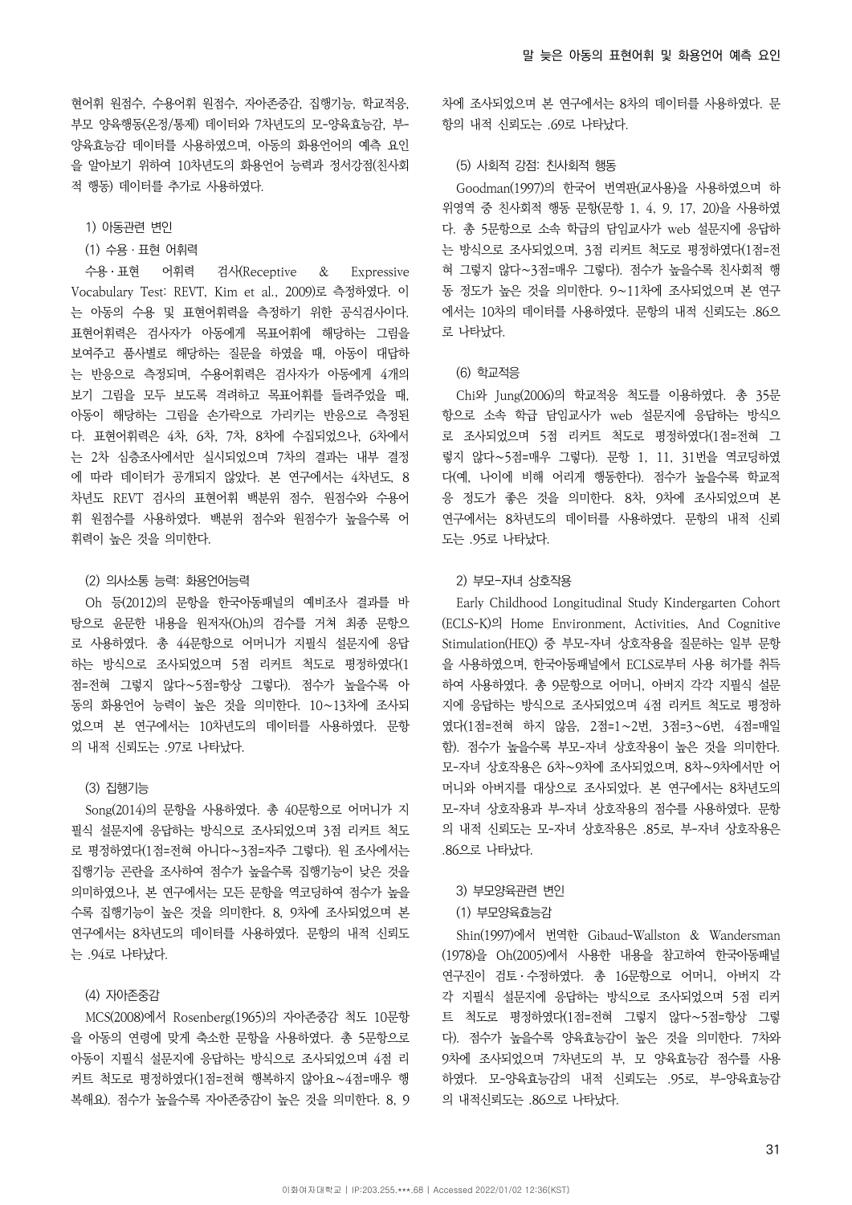현어휘 원점수, 수용어휘 원점수, 자아존중감, 집행기능, 학교적응, 부모 양육행동(온정/통제) 데이터와 7차년도의 모-양육효능감, 부-양육효능감 데이터를 사용하였으며, 아동의 화용언어의 예측 요인을 알아보기 위하여 10차년도의 화용언어 능력과 정서강점(친사회적 행동) 데이터를 추가로 사용하였다.

### 1) 아동관련 변인

#### (1) 수용 · 표현 어휘력

수용·표현 어휘력 검사(Receptive & Expressive Vocabulary Test: REVT, Kim et al., 2009)로 측정하였다. 이는 아동의 수용 및 표현어휘력을 측정하기 위한 공식검사이다. 표현어휘력은 검사자가 아동에게 목표어휘에 해당하는 그림을 보여주고 품사별로 해당하는 질문을 하였을 때, 아동이 대답하는 반응으로 측정되며, 수용어휘력은 검사자가 아동에게 4개의 보기 그림을 모두 보도록 격려하고 목표어휘를 들려주었을 때, 아동이 해당하는 그림을 손가락으로 가리키는 반응으로 측정된다. 표현어휘력은 4차, 6차, 7차, 8차에 수집되었으나, 6차에서는 2차 심층조사에서만 실시되었으며 7차의 결과는 내부 결정에 따라 데이터가 공개되지 않았다. 본 연구에서는 4차년도, 8차년도 REVT 검사의 표현어휘 백분위 점수, 원점수와 수용어휘 원점수를 사용하였다. 백분위 점수와 원점수가 높을수록 어휘력이 높은 것을 의미한다.

#### (2) 의사소통 능력: 화용언어능력

Oh 등(2012)의 문항을 한국아동패널의 예비조사 결과를 바탕으로 윤문한 내용을 원저자(Oh)의 검수를 거쳐 최종 문항으로 사용하였다. 총 44문항으로 어머니가 지필식 설문지에 응답하는 방식으로 조사되었으며 5점 리커트 척도로 평정하였다(1점=전혀 그렇지 않다~5점=항상 그렇다). 점수가 높을수록 아동의 화용언어 능력이 높은 것을 의미한다. 10~13차에 조사되었으며 본 연구에서는 10차년도의 데이터를 사용하였다. 문항의 내적 신뢰도는 .97로 나타났다.

#### (3) 집행기능

Song(2014)의 문항을 사용하였다. 총 40문항으로 어머니가 지필식 설문지에 응답하는 방식으로 조사되었으며 3점 리커트 척도로 평정하였다(1점=전혀 아니다~3점=자주 그렇다). 원 조사에서는 집행기능 곤란을 조사하여 점수가 높을수록 집행기능이 낮은 것을 의미하였으나, 본 연구에서는 모든 문항을 역코딩하여 점수가 높을수록 집행기능이 높은 것을 의미한다. 8, 9차에 조사되었으며 본 연구에서는 8차년도의 데이터를 사용하였다. 문항의 내적 신뢰도는 .94로 나타났다.

#### (4) 자아존중감

MCS(2008)에서 Rosenberg(1965)의 자아존중감 척도 10문항을 아동의 연령에 맞게 축소한 문항을 사용하였다. 총 5문항으로 아동이 지필식 설문지에 응답하는 방식으로 조사되었으며 4점 리커트 척도로 평정하였다(1점=전혀 행복하지 않아요~4점=매우 행복해요). 점수가 높을수록 자아존중감이 높은 것을 의미한다. 8, 9차에 조사되었으며 본 연구에서는 8차의 데이터를 사용하였다. 문항의 내적 신뢰도는 .69로 나타났다.

#### (5) 사회적 강점: 친사회적 행동

Goodman(1997)의 한국어 번역판(교사용)을 사용하였으며 하위영역 중 친사회적 행동 문항(문항 1, 4, 9, 17, 20)을 사용하였다. 총 5문항으로 소속 학급의 담임교사가 web 설문지에 응답하는 방식으로 조사되었으며, 3점 리커트 척도로 평정하였다(1점=전혀 그렇지 않다~3점=매우 그렇다). 점수가 높을수록 친사회적 행동 정도가 높은 것을 의미한다. 9~11차에 조사되었으며 본 연구에서는 10차의 데이터를 사용하였다. 문항의 내적 신뢰도는 .86으로 나타났다.

#### (6) 학교적응

Chi와 Jung(2006)의 학교적응 척도를 이용하였다. 총 35문항으로 소속 학급 담임교사가 web 설문지에 응답하는 방식으로 조사되었으며 5점 리커트 척도로 평정하였다(1점=전혀 그렇지 않다~5점=매우 그렇다). 문항 1, 11, 31번을 역코딩하였다(예, 나이에 비해 어리게 행동한다). 점수가 높을수록 학교적응 정도가 좋은 것을 의미한다. 8차, 9차에 조사되었으며 본 연구에서는 8차년도의 데이터를 사용하였다. 문항의 내적 신뢰도는 .95로 나타났다.

### 2) 부모-자녀 상호작용

Early Childhood Longitudinal Study Kindergarten Cohort (ECLS-K)의 Home Environment, Activities, And Cognitive Stimulation(HEQ) 중 부모-자녀 상호작용을 질문하는 일부 문항을 사용하였으며, 한국아동패널에서 ECLS로부터 사용 허가를 취득하여 사용하였다. 총 9문항으로 어머니, 아버지 각각 지필식 설문지에 응답하는 방식으로 조사되었으며 4점 리커트 척도로 평정하였다(1점=전혀 하지 않음, 2점=1~2번, 3점=3~6번, 4점=매일 함). 점수가 높을수록 부모-자녀 상호작용이 높은 것을 의미한다. 모-자녀 상호작용은 6차~9차에 조사되었으며, 8차~9차에서만 어머니와 아버지를 대상으로 조사되었다. 본 연구에서는 8차년도의 모-자녀 상호작용과 부-자녀 상호작용의 점수를 사용하였다. 문항의 내적 신뢰도는 모-자녀 상호작용은 .85로, 부-자녀 상호작용은 .86으로 나타났다.

### 3) 부모양육관련 변인

#### (1) 부모양육효능감

Shin(1997)에서 번역한 Gibaud-Wallston & Wandersman (1978)을 Oh(2005)에서 사용한 내용을 참고하여 한국아동패널 연구진이 검토·수정하였다. 총 16문항으로 어머니, 아버지 각각 지필식 설문지에 응답하는 방식으로 조사되었으며 5점 리커트 척도로 평정하였다(1점=전혀 그렇지 않다~5점=항상 그렇다). 점수가 높을수록 양육효능감이 높은 것을 의미한다. 7차와 9차에 조사되었으며 7차년도의 부, 모 양육효능감 점수를 사용하였다. 모-양육효능감의 내적 신뢰도는 .95로, 부-양육효능감의 내적신뢰도는 .86으로 나타났다.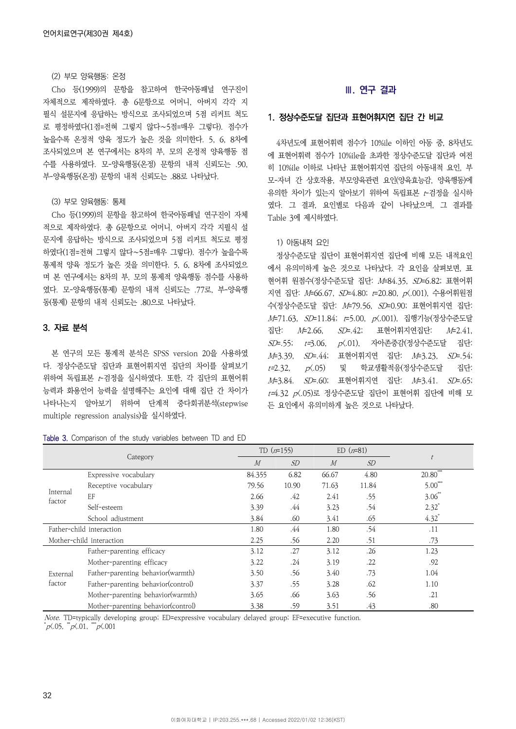(2) 부모 양육행동: 온정

Cho 등(1999)의 문항을 참고하여 한국아동패널 연구진이 자체적으로 제작하였다. 총 6문항으로 어머니, 아버지 각각 지필식 설문지에 응답하는 방식으로 조사되었으며 5점 리커트 척도로 평정하였다(1점=전혀 그렇지 않다~5점=매우 그렇다). 점수가 높을수록 온정적 양육 정도가 높은 것을 의미한다. 5, 6, 8차에 조사되었으며 본 연구에서는 8차의 부, 모의 온정적 양육행동 점수를 사용하였다. 모-양육행동(온정) 문항의 내적 신뢰도는 .90, 부-양육행동(온정) 문항의 내적 신뢰도는 .88로 나타났다.

(3) 부모 양육행동: 통제

Cho 등(1999)의 문항을 참고하여 한국아동패널 연구진이 자체적으로 제작하였다. 총 6문항으로 어머니, 아버지 각각 지필식 설문지에 응답하는 방식으로 조사되었으며 5점 리커트 척도로 평정하였다(1점=전혀 그렇지 않다~5점=매우 그렇다). 점수가 높을수록 통제적 양육 정도가 높은 것을 의미한다. 5, 6, 8차에 조사되었으며 본 연구에서는 8차의 부, 모의 통제적 양육행동 점수를 사용하였다. 모-양육행동(통제) 문항의 내적 신뢰도는 .77로, 부-양육행동(통제) 문항의 내적 신뢰도는 .80으로 나타났다.

### 3. 자료 분석

본 연구의 모든 통계적 분석은 SPSS version 20을 사용하였다. 정상수준도달 집단과 표현어휘지연 집단의 차이를 살펴보기 위하여 독립표본 *t*-검정을 실시하였다. 또한, 각 집단의 표현어휘 능력과 화용언어 능력을 설명해주는 요인에 대해 집단 간 차이가 나타나는지 알아보기 위하여 단계적 중다회귀분석(stepwise multiple regression analysis)을 실시하였다.

## Ⅲ. 연구 결과

### 1. 정상수준도달 집단과 표현어휘지연 집단 간 비교

4차년도에 표현어휘력 점수가 10%ile 이하인 아동 중, 8차년도에 표현어휘력 점수가 10%ile을 초과한 정상수준도달 집단과 여전히 10%ile 이하로 나타난 표현어휘지연 집단의 아동내적 요인, 부모-자녀 간 상호작용, 부모양육관련 요인(양육효능감, 양육행동)에 유의한 차이가 있는지 알아보기 위하여 독립표본 *t*-검정을 실시하였다. 그 결과, 요인별로 다음과 같이 나타났으며, 그 결과를 Table 3에 제시하였다.

1) 아동내적 요인

정상수준도달 집단이 표현어휘지연 집단에 비해 모든 내적요인에서 유의미하게 높은 것으로 나타났다. 각 요인을 살펴보면, 표현어휘 원점수(정상수준도달 집단: $M$=84.35, $SD$=6.82; 표현어휘지연 집단: $M$=66.67, $SD$=4.80; $t$=20.80, $p<.001$), 수용어휘원점수(정상수준도달 집단: $M$=79.56, $SD$=0.90; 표현어휘지연 집단: $M$=71.63, $SD$=11.84; $t$=5.00, $p<.001$), 집행기능(정상수준도달 집단: $M$=2.66, $SD$=.42; 표현어휘지연집단: $M$=2.41, $SD$=.55; $t$=3.06, $p<.01$), 자아존중감(정상수준도달 집단: $M$=3.39, $SD$=.44; 표현어휘지연 집단: $M$=3.23, $SD$=.54; $t$=2.32, $p<.05$) 및 학교생활적응(정상수준도달 집단: $M$=3.84. $SD$=.60; 표현어휘지연 집단: $M$=3.41. $SD$=.65; $t$=4.32 $p<.05$)로 정상수준도달 집단이 표현어휘 집단에 비해 모든 요인에서 유의미하게 높은 것으로 나타났다.

Table 3. Comparison of the study variables between TD and ED

| Category | | TD ($n$=155) | | ED ($n$=81) | | $t$ |
|---|---|---|---|---|---|---|
| | | $M$ | $SD$ | $M$ | $SD$ | |
| Internal factor | Expressive vocabulary | 84.355 | 6.82 | 66.67 | 4.80 | 20.80*** |
| | Receptive vocabulary | 79.56 | 10.90 | 71.63 | 11.84 | 5.00*** |
| | EF | 2.66 | .42 | 2.41 | .55 | 3.06** |
| | Self-esteem | 3.39 | .44 | 3.23 | .54 | 2.32* |
| | School adjustment | 3.84 | .60 | 3.41 | .65 | 4.32* |
| Father-child interaction | | 1.80 | .44 | 1.80 | .54 | .11 |
| Mother-child interaction | | 2.25 | .56 | 2.20 | .51 | .73 |
| External factor | Father-parenting efficacy | 3.12 | .27 | 3.12 | .26 | 1.23 |
| | Mother-parenting efficacy | 3.22 | .24 | 3.19 | .22 | .92 |
| | Father-parenting behavior(warmth) | 3.50 | .56 | 3.40 | .73 | 1.04 |
| | Father-parenting behavior(control) | 3.37 | .55 | 3.28 | .62 | 1.10 |
| | Mother-parenting behavior(warmth) | 3.65 | .66 | 3.63 | .56 | .21 |
| | Mother-parenting behavior(control) | 3.38 | .59 | 3.51 | .43 | .80 |

*Note*. TD=typically developing group; ED=expressive vocabulary delayed group; EF=executive function.
*$p<.05$, **$p<.01$, ***$p<.001$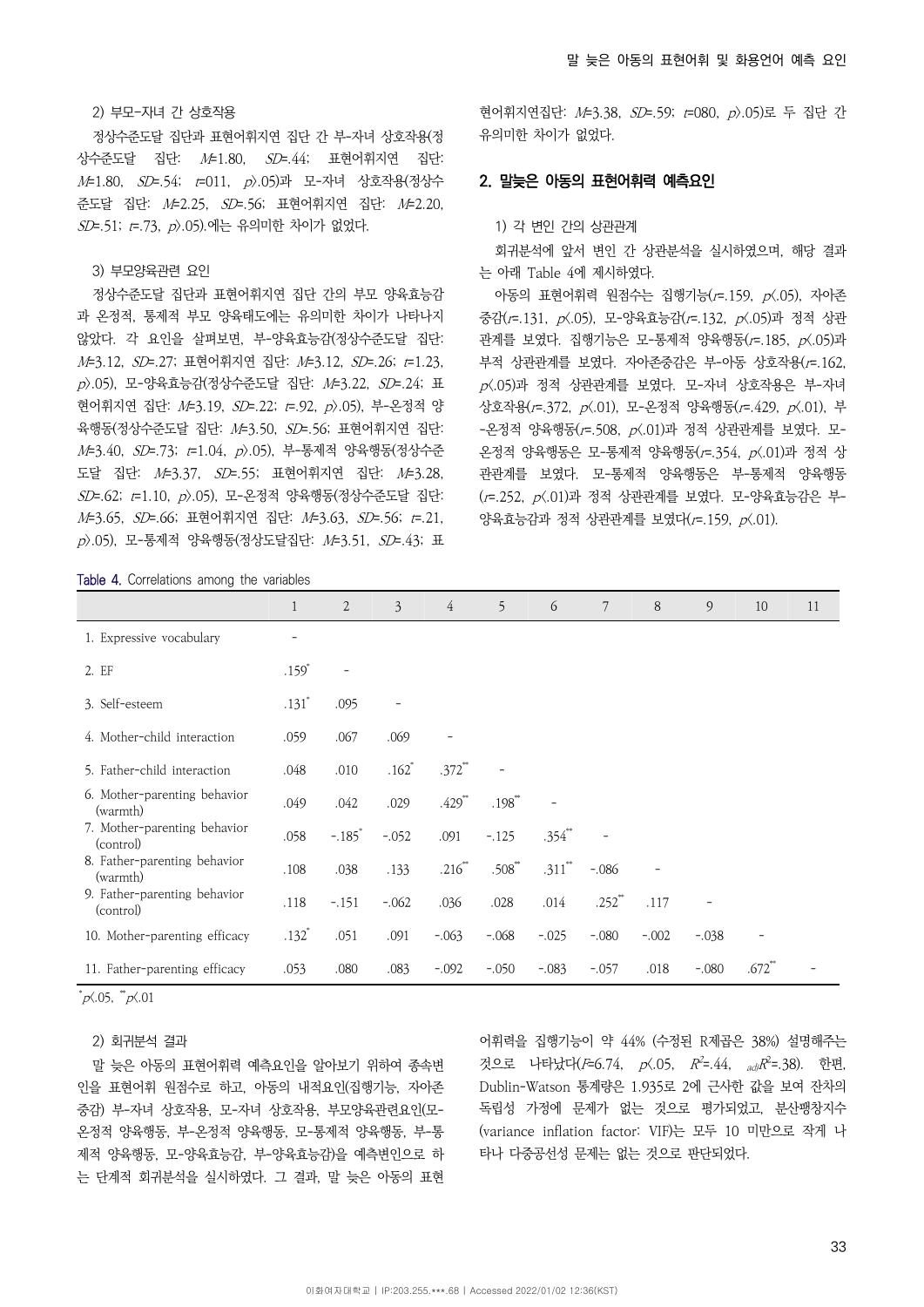2) 부모-자녀 간 상호작용

정상수준도달 집단과 표현어휘지연 집단 간 부-자녀 상호작용(정상수준도달 집단: $M$=1.80, $SD$=.44; 표현어휘지연 집단: $M$=1.80, $SD$=.54; $t$=011, $p$>.05)과 모-자녀 상호작용(정상수준도달 집단: $M$=2.25, $SD$=.56; 표현어휘지연 집단: $M$=2.20, $SD$=.51; $t$=.73, $p$>.05).에는 유의미한 차이가 없었다.

3) 부모양육관련 요인

정상수준도달 집단과 표현어휘지연 집단 간의 부모 양육효능감과 온정적, 통제적 부모 양육태도에는 유의미한 차이가 나타나지 않았다. 각 요인을 살펴보면, 부-양육효능감(정상수준도달 집단: $M$=3.12, $SD$=.27; 표현어휘지연 집단: $M$=3.12, $SD$=.26; $t$=1.23, $p$>.05), 모-양육효능감(정상수준도달 집단: $M$=3.22, $SD$=.24; 표현어휘지연 집단: $M$=3.19, $SD$=.22; $t$=.92, $p$>.05), 부-온정적 양육행동(정상수준도달 집단: $M$=3.50, $SD$=.56; 표현어휘지연 집단: $M$=3.40, $SD$=.73; $t$=1.04, $p$>.05), 부-통제적 양육행동(정상수준도달 집단: $M$=3.37, $SD$=.55; 표현어휘지연 집단: $M$=3.28, $SD$=.62; $t$=1.10, $p$>.05), 모-온정적 양육행동(정상수준도달 집단: $M$=3.65, $SD$=.66; 표현어휘지연 집단: $M$=3.63, $SD$=.56; $t$=.21, $p$>.05), 모-통제적 양육행동(정상도달집단: $M$=3.51, $SD$=.43; 표현어휘지연집단: $M$=3.38, $SD$=.59; $t$=080, $p$>.05)로 두 집단 간 유의미한 차이가 없었다.

## 2. 말늦은 아동의 표현어휘력 예측요인

1) 각 변인 간의 상관관계

회귀분석에 앞서 변인 간 상관분석을 실시하였으며, 해당 결과는 아래 Table 4에 제시하였다.

아동의 표현어휘력 원점수는 집행기능($r$=.159, $p$<.05), 자아존중감($r$=.131, $p$<.05), 모-양육효능감($r$=.132, $p$<.05)과 정적 상관관계를 보였다. 집행기능은 모-통제적 양육행동($r$=.185, $p$<.05)과 부적 상관관계를 보였다. 자아존중감은 부-아동 상호작용($r$=.162, $p$<.05)과 정적 상관관계를 보였다. 모-자녀 상호작용은 부-자녀 상호작용($r$=.372, $p$<.01), 모-온정적 양육행동($r$=.429, $p$<.01), 부-온정적 양육행동($r$=.508, $p$<.01)과 정적 상관관계를 보였다. 모-온정적 양육행동은 모-통제적 양육행동($r$=.354, $p$<.01)과 정적 상관관계를 보였다. 모-통제적 양육행동은 부-통제적 양육행동($r$=.252, $p$<.01)과 정적 상관관계를 보였다. 모-양육효능감은 부-양육효능감과 정적 상관관계를 보였다($r$=.159, $p$<.01).

Table 4. Correlations among the variables

| | 1 | 2 | 3 | 4 | 5 | 6 | 7 | 8 | 9 | 10 | 11 |
|---|---|---|---|---|---|---|---|---|---|---|---|
| 1. Expressive vocabulary | - | | | | | | | | | | |
| 2. EF | .159* | - | | | | | | | | | |
| 3. Self-esteem | .131* | .095 | - | | | | | | | | |
| 4. Mother-child interaction | .059 | .067 | .069 | - | | | | | | | |
| 5. Father-child interaction | .048 | .010 | .162* | .372** | - | | | | | | |
| 6. Mother-parenting behavior (warmth) | .049 | .042 | .029 | .429** | .198** | - | | | | | |
| 7. Mother-parenting behavior (control) | .058 | -.185* | -.052 | .091 | -.125 | .354** | - | | | | |
| 8. Father-parenting behavior (warmth) | .108 | .038 | .133 | .216** | .508** | .311** | -.086 | - | | | |
| 9. Father-parenting behavior (control) | .118 | -.151 | -.062 | .036 | .028 | .014 | .252** | .117 | - | | |
| 10. Mother-parenting efficacy | .132* | .051 | .091 | -.063 | -.068 | -.025 | -.080 | -.002 | -.038 | - | |
| 11. Father-parenting efficacy | .053 | .080 | .083 | -.092 | -.050 | -.083 | -.057 | .018 | -.080 | .672** | - |

*$p$<.05, **$p$<.01

2) 회귀분석 결과

말 늦은 아동의 표현어휘력 예측요인을 알아보기 위하여 종속변인을 표현어휘 원점수로 하고, 아동의 내적요인(집행기능, 자아존중감) 부-자녀 상호작용, 모-자녀 상호작용, 부모양육관련요인(모-온정적 양육행동, 부-온정적 양육행동, 모-통제적 양육행동, 부-통제적 양육행동, 모-양육효능감, 부-양육효능감)을 예측변인으로 하는 단계적 회귀분석을 실시하였다. 그 결과, 말 늦은 아동의 표현어휘력을 집행기능이 약 44% (수정된 R제곱은 38%) 설명해주는 것으로 나타났다($F$=6.74, $p$<.05, $R^2$=.44, $_{adj}R^2$=.38). 한편, Dublin-Watson 통계량은 1.935로 2에 근사한 값을 보여 잔차의 독립성 가정에 문제가 없는 것으로 평가되었고, 분산팽창지수(variance inflation factor: VIF)는 모두 10 미만으로 작게 나타나 다중공선성 문제는 없는 것으로 판단되었다.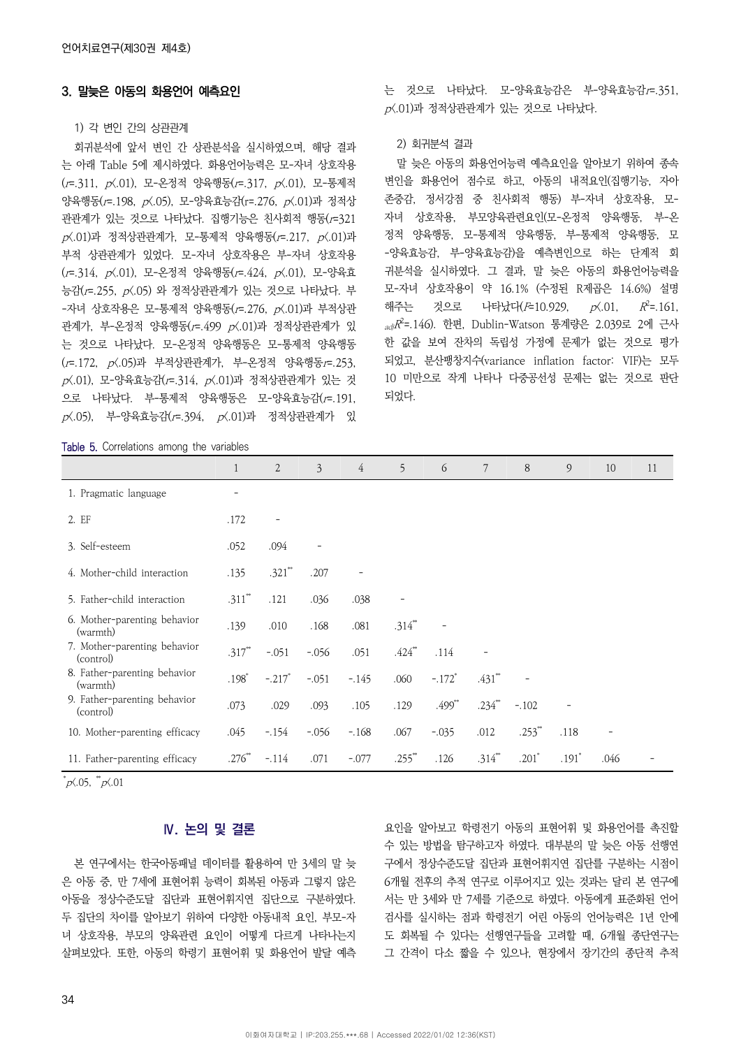### 3. 말늦은 아동의 화용언어 예측요인

1) 각 변인 간의 상관관계

회귀분석에 앞서 변인 간 상관분석을 실시하였으며, 해당 결과는 아래 Table 5에 제시하였다. 화용언어능력은 모-자녀 상호작용($r$=.311, $p$<.01), 모-온정적 양육행동($r$=.317, $p$<.01), 모-통제적 양육행동($r$=.198, $p$<.05), 모-양육효능감(r=.276, $p$<.01)과 정적상관관계가 있는 것으로 나타났다. 집행기능은 친사회적 행동($r$=321 $p$<.01)과 정적상관관계가, 모-통제적 양육행동($r$=.217, $p$<.01)과 부적 상관관계가 있었다. 모-자녀 상호작용은 부-자녀 상호작용($r$=.314, $p$<.01), 모-온정적 양육행동($r$=.424, $p$<.01), 모-양육효능감($r$=.255, $p$<.05) 와 정적상관관계가 있는 것으로 나타났다. 부-자녀 상호작용은 모-통제적 양육행동($r$=.276, $p$<.01)과 부적상관관계가, 부-온정적 양육행동($r$=.499 $p$<.01)과 정적상관관계가 있는 것으로 나타났다. 모-온정적 양육행동은 모-통제적 양육행동($r$=.172, $p$<.05)과 부적상관관계가, 부-온정적 양육행동$r$=.253, $p$<.01), 모-양육효능감($r$=.314, $p$<.01)과 정적상관관계가 있는 것으로 나타났다. 부-통제적 양육행동은 모-양육효능감($r$=.191, $p$<.05), 부-양육효능감($r$=.394, $p$<.01)과 정적상관관계가 있는 것으로 나타났다. 모-양육효능감은 부-양육효능감$r$=.351, $p$<.01)과 정적상관관계가 있는 것으로 나타났다.

2) 회귀분석 결과

말 늦은 아동의 화용언어능력 예측요인을 알아보기 위하여 종속변인을 화용언어 점수로 하고, 아동의 내적요인(집행기능, 자아존중감, 정서강점 중 친사회적 행동) 부-자녀 상호작용, 모-자녀 상호작용, 부모양육관련요인(모-온정적 양육행동, 부-온정적 양육행동, 모-통제적 양육행동, 부-통제적 양육행동, 모-양육효능감, 부-양육효능감)을 예측변인으로 하는 단계적 회귀분석을 실시하였다. 그 결과, 말 늦은 아동의 화용언어능력을 모-자녀 상호작용이 약 16.1% (수정된 R제곱은 14.6%) 설명해주는 것으로 나타났다($F$=10.929, $p$<.01, $R^2$=.161, $_{adj}R^2$=.146). 한편, Dublin-Watson 통계량은 2.039로 2에 근사한 값을 보여 잔차의 독립성 가정에 문제가 없는 것으로 평가되었고, 분산팽창지수(variance inflation factor: VIF)는 모두 10 미만으로 작게 나타나 다중공선성 문제는 없는 것으로 판단되었다.

Table 5. Correlations among the variables

| | 1 | 2 | 3 | 4 | 5 | 6 | 7 | 8 | 9 | 10 | 11 |
|---|---|---|---|---|---|---|---|---|---|---|---|
| 1. Pragmatic language | - | | | | | | | | | | |
| 2. EF | .172 | - | | | | | | | | | |
| 3. Self-esteem | .052 | .094 | - | | | | | | | | |
| 4. Mother-child interaction | .135 | .321** | .207 | - | | | | | | | |
| 5. Father-child interaction | .311** | .121 | .036 | .038 | - | | | | | | |
| 6. Mother-parenting behavior (warmth) | .139 | .010 | .168 | .081 | .314** | - | | | | | |
| 7. Mother-parenting behavior (control) | .317** | -.051 | -.056 | .051 | .424** | .114 | - | | | | |
| 8. Father-parenting behavior (warmth) | .198* | -.217* | -.051 | -.145 | .060 | -.172* | .431** | - | | | |
| 9. Father-parenting behavior (control) | .073 | .029 | .093 | .105 | .129 | .499** | .234** | -.102 | - | | |
| 10. Mother-parenting efficacy | .045 | -.154 | -.056 | -.168 | .067 | -.035 | .012 | .253** | .118 | - | |
| 11. Father-parenting efficacy | .276** | -.114 | .071 | -.077 | .255** | .126 | .314** | .201* | .191* | .046 | - |

*$p$<.05, **$p$<.01

## Ⅳ. 논의 및 결론

본 연구에서는 한국아동패널 데이터를 활용하여 만 3세의 말 늦은 아동 중, 만 7세에 표현어휘 능력이 회복된 아동과 그렇지 않은 아동을 정상수준도달 집단과 표현어휘지연 집단으로 구분하였다. 두 집단의 차이를 알아보기 위하여 다양한 아동내적 요인, 부모-자녀 상호작용, 부모의 양육관련 요인이 어떻게 다르게 나타나는지 살펴보았다. 또한, 아동의 학령기 표현어휘 및 화용언어 발달 예측요인을 알아보고 학령전기 아동의 표현어휘 및 화용언어를 촉진할 수 있는 방법을 탐구하고자 하였다. 대부분의 말 늦은 아동 선행연구에서 정상수준도달 집단과 표현어휘지연 집단을 구분하는 시점이 6개월 전후의 추적 연구로 이루어지고 있는 것과는 달리 본 연구에서는 만 3세와 만 7세를 기준으로 하였다. 아동에게 표준화된 언어검사를 실시하는 점과 학령전기 어린 아동의 언어능력은 1년 안에도 회복될 수 있다는 선행연구들을 고려할 때, 6개월 종단연구는 그 간격이 다소 짧을 수 있으나, 현장에서 장기간의 종단적 추적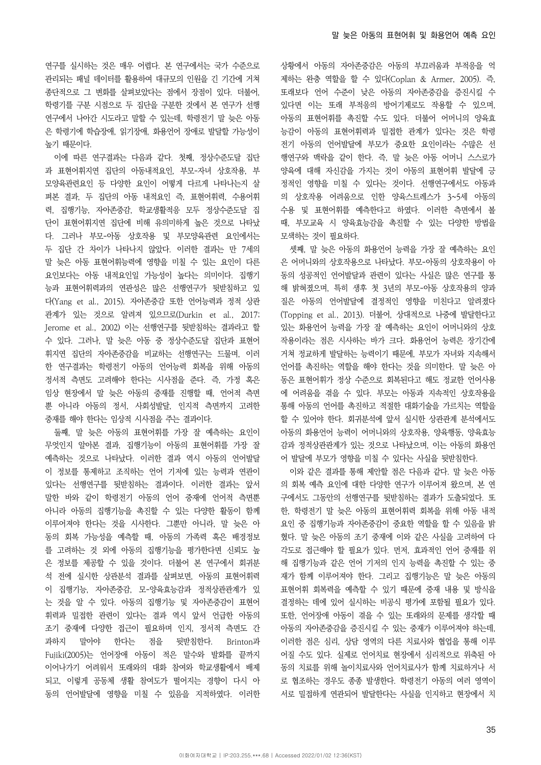연구를 실시하는 것은 매우 어렵다. 본 연구에서는 국가 수준으로 관리되는 패널 데이터를 활용하여 대규모의 인원을 긴 기간에 거쳐 종단적으로 그 변화를 살펴보았다는 점에서 장점이 있다. 더불어, 학령기를 구분 시점으로 두 집단을 구분한 것에서 본 연구가 선행 연구에서 나아간 시도라고 말할 수 있는데, 학령전기 말 늦은 아동은 학령기에 학습장애, 읽기장애, 화용언어 장애로 발달할 가능성이 높기 때문이다.

이에 따른 연구결과는 다음과 같다. 첫째, 정상수준도달 집단과 표현어휘지연 집단의 아동내적요인, 부모-자녀 상호작용, 부모양육관련요인 등 다양한 요인이 어떻게 다르게 나타나는지 살펴본 결과, 두 집단의 아동 내적요인 즉, 표현어휘력, 수용어휘력, 집행기능, 자아존중감, 학교생활적응 모두 정상수준도달 집단이 표현어휘지연 집단에 비해 유의미하게 높은 것으로 나타났다. 그러나 부모-아동 상호작용 및 부모양육관련 요인에서는 두 집단 간 차이가 나타나지 않았다. 이러한 결과는 만 7세의 말 늦은 아동 표현어휘능력에 영향을 미칠 수 있는 요인이 다른 요인보다는 아동 내적요인일 가능성이 높다는 의미이다. 집행기능과 표현어휘력과의 연관성은 많은 선행연구가 뒷받침하고 있다(Yang et al., 2015). 자아존중감 또한 언어능력과 정적 상관관계가 있는 것으로 알려져 있으므로(Durkin et al., 2017; Jerome et al., 2002) 이는 선행연구를 뒷받침하는 결과라고 할 수 있다. 그러나, 말 늦은 아동 중 정상수준도달 집단과 표현어휘지연 집단의 자아존중감을 비교하는 선행연구는 드물며, 이러한 연구결과는 학령전기 아동의 언어능력 회복을 위해 아동의 정서적 측면도 고려해야 한다는 시사점을 준다. 즉, 가정 혹은 임상 현장에서 말 늦은 아동의 중재를 진행할 때, 언어적 측면뿐 아니라 아동의 정서, 사회성발달, 인지적 측면까지 고려한 중재를 해야 한다는 임상적 시사점을 주는 결과이다.

둘째, 말 늦은 아동의 표현어휘를 가장 잘 예측하는 요인이 무엇인지 알아본 결과, 집행기능이 아동의 표현어휘를 가장 잘 예측하는 것으로 나타났다. 이러한 결과 역시 아동의 언어발달이 정보를 통제하고 조직하는 언어 기저에 있는 능력과 연관이 있다는 선행연구를 뒷받침하는 결과이다. 이러한 결과는 앞서 말한 바와 같이 학령전기 아동의 언어 중재에 언어적 측면뿐 아니라 아동의 집행기능을 촉진할 수 있는 다양한 활동이 함께 이루어져야 한다는 것을 시사한다. 그뿐만 아니라, 말 늦은 아동의 회복 가능성을 예측할 때, 아동의 가족력 혹은 배경정보를 고려하는 것 외에 아동의 집행기능을 평가한다면 신뢰도 높은 정보를 제공할 수 있을 것이다. 더불어 본 연구에서 회귀분석 전에 실시한 상관분석 결과를 살펴보면, 아동의 표현어휘력이 집행기능, 자아존중감, 모-양육효능감과 정적상관관계가 있는 것을 알 수 있다. 아동의 집행기능 및 자아존중감이 표현어휘력과 밀접한 관련이 있다는 결과 역시 앞서 언급한 아동의 조기 중재에 다양한 접근이 필요하며 인지, 정서적 측면도 간과하지 말아야 한다는 점을 뒷받침한다. Brinton과 Fujiki(2005)는 언어장애 아동이 적은 말수와 발화를 끝까지 이어나가기 어려워서 또래와의 대화 참여와 학교생활에서 배제되고, 이렇게 공동체 생활 참여도가 떨어지는 경향이 다시 아동의 언어발달에 영향을 미칠 수 있음을 지적하였다. 이러한 상황에서 아동의 자아존중감은 아동의 부끄러움과 부적응을 억제하는 완충 역할을 할 수 있다(Coplan & Armer, 2005). 즉, 또래보다 언어 수준이 낮은 아동의 자아존중감을 증진시킬 수 있다면 이는 또래 부적응의 방어기제로도 작용할 수 있으며, 아동의 표현어휘를 촉진할 수도 있다. 더불어 어머니의 양육효능감이 아동의 표현어휘력과 밀접한 관계가 있다는 것은 학령전기 아동의 언어발달에 부모가 중요한 요인이라는 수많은 선행연구와 맥락을 같이 한다. 즉, 말 늦은 아동 어머니 스스로가 양육에 대해 자신감을 가지는 것이 아동의 표현어휘 발달에 긍정적인 영향을 미칠 수 있다는 것이다. 선행연구에서도 아동과의 상호작용 어려움으로 인한 양육스트레스가 3~5세 아동의 수용 및 표현어휘를 예측한다고 하였다. 이러한 측면에서 볼 때, 부모교육 시 양육효능감을 촉진할 수 있는 다양한 방법을 모색하는 것이 필요하다.

셋째, 말 늦은 아동의 화용언어 능력을 가장 잘 예측하는 요인은 어머니와의 상호작용으로 나타났다. 부모-아동의 상호작용이 아동의 성공적인 언어발달과 관련이 있다는 사실은 많은 연구를 통해 밝혀졌으며, 특히 생후 첫 3년의 부모-아동 상호작용의 양과 질은 아동의 언어발달에 결정적인 영향을 미친다고 알려졌다(Topping et al., 2013). 더불어, 상대적으로 나중에 발달한다고 있는 화용언어 능력을 가장 잘 예측하는 요인이 어머니와의 상호작용이라는 점은 시사하는 바가 크다. 화용언어 능력은 장기간에 거쳐 정교하게 발달하는 능력이기 때문에, 부모가 자녀와 지속해서 언어를 촉진하는 역할을 해야 한다는 것을 의미한다. 말 늦은 아동은 표현어휘가 정상 수준으로 회복된다고 해도 정교한 언어사용에 어려움을 겪을 수 있다. 부모는 아동과 지속적인 상호작용을 통해 아동의 언어를 촉진하고 적절한 대화기술을 가르치는 역할을 할 수 있어야 한다. 회귀분석에 앞서 실시한 상관관계 분석에서도 아동의 화용언어 능력이 어머니와의 상호작용, 양육행동, 양육효능감과 정적상관관계가 있는 것으로 나타났으며, 이는 아동의 화용언어 발달에 부모가 영향을 미칠 수 있다는 사실을 뒷받침한다.

이와 같은 결과를 통해 제안할 점은 다음과 같다. 말 늦은 아동의 회복 예측 요인에 대한 다양한 연구가 이루어져 왔으며, 본 연구에서도 그동안의 선행연구를 뒷받침하는 결과가 도출되었다. 또한, 학령전기 말 늦은 아동의 표현어휘력 회복을 위해 아동 내적요인 중 집행기능과 자아존중감이 중요한 역할을 할 수 있음을 밝혔다. 말 늦은 아동의 조기 중재에 이와 같은 사실을 고려하여 다각도로 접근해야 할 필요가 있다. 먼저, 효과적인 언어 중재를 위해 집행기능과 같은 언어 기저의 인지 능력을 촉진할 수 있는 중재가 함께 이루어져야 한다. 그리고 집행기능은 말 늦은 아동의 표현어휘 회복력을 예측할 수 있기 때문에 중재 내용 및 방식을 결정하는 데에 있어 실시하는 비공식 평가에 포함될 필요가 있다. 또한, 언어장애 아동이 겪을 수 있는 또래와의 문제를 생각할 때 아동의 자아존중감을 증진시킬 수 있는 중재가 이루어져야 하는데, 이러한 점은 심리, 상담 영역의 다른 치료사와 협업을 통해 이루어질 수도 있다. 실제로 언어치료 현장에서 심리적으로 위축된 아동의 치료를 위해 놀이치료사와 언어치료사가 함께 치료하거나 서로 협조하는 경우도 종종 발생한다. 학령전기 아동의 여러 영역이 서로 밀접하게 연관되어 발달한다는 사실을 인지하고 현장에서 치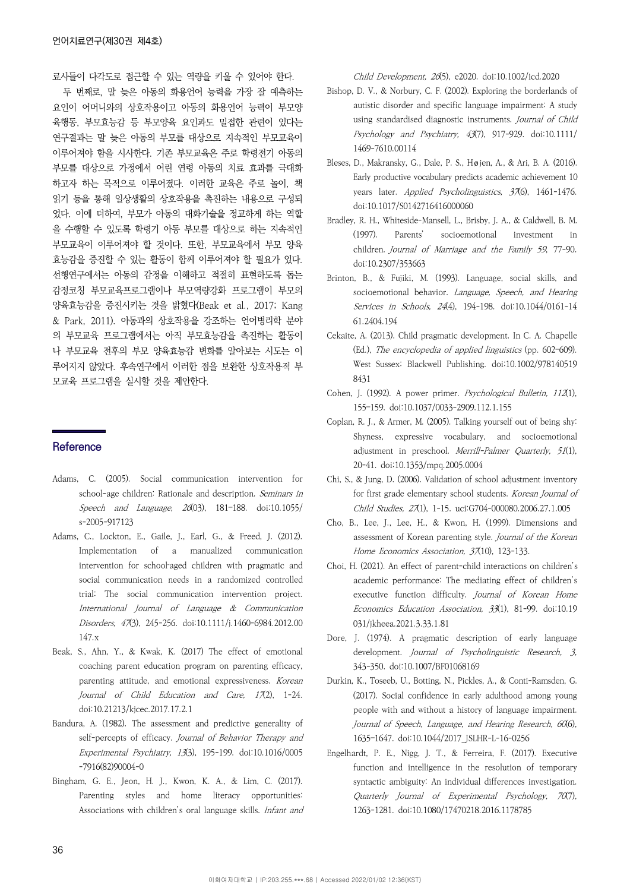료사들이 다각도로 접근할 수 있는 역량을 키울 수 있어야 한다.

두 번째로, 말 늦은 아동의 화용언어 능력을 가장 잘 예측하는 요인이 어머니와의 상호작용이고 아동의 화용언어 능력이 부모양육행동, 부모효능감 등 부모양육 요인과도 밀접한 관련이 있다는 연구결과는 말 늦은 아동의 부모를 대상으로 지속적인 부모교육이 이루어져야 함을 시사한다. 기존 부모교육은 주로 학령전기 아동의 부모를 대상으로 가정에서 어린 연령 아동의 치료 효과를 극대화하고자 하는 목적으로 이루어졌다. 이러한 교육은 주로 놀이, 책 읽기 등을 통해 일상생활의 상호작용을 촉진하는 내용으로 구성되었다. 이에 더하여, 부모가 아동의 대화기술을 정교하게 하는 역할을 수행할 수 있도록 학령기 아동 부모를 대상으로 하는 지속적인 부모교육이 이루어져야 할 것이다. 또한, 부모교육에서 부모 양육효능감을 증진할 수 있는 활동이 함께 이루어져야 할 필요가 있다. 선행연구에서는 아동의 감정을 이해하고 적절히 표현하도록 돕는 감정코칭 부모교육프로그램이나 부모역량강화 프로그램이 부모의 양육효능감을 증진시키는 것을 밝혔다(Beak et al., 2017; Kang & Park, 2011). 아동과의 상호작용을 강조하는 언어병리학 분야의 부모교육 프로그램에서는 아직 부모효능감을 촉진하는 활동이나 부모교육 전후의 부모 양육효능감 변화를 알아보는 시도는 이루어지지 않았다. 후속연구에서 이러한 점을 보완한 상호작용적 부모교육 프로그램을 실시할 것을 제안한다.

## Reference

Adams, C. (2005). Social communication intervention for school-age children: Rationale and description. *Seminars in Speech and Language, 26*(03), 181-188. doi:10.1055/s-2005-917123

Adams, C., Lockton, E., Gaile, J., Earl, G., & Freed, J. (2012). Implementation of a manualized communication intervention for school-aged children with pragmatic and social communication needs in a randomized controlled trial: The social communication intervention project. *International Journal of Language & Communication Disorders, 47*(3), 245-256. doi:10.1111/j.1460-6984.2012.00147.x

Beak, S., Ahn, Y., & Kwak, K. (2017) The effect of emotional coaching parent education program on parenting efficacy, parenting attitude, and emotional expressiveness. *Korean Journal of Child Education and Care, 17*(2), 1-24. doi:10.21213/kjcec.2017.17.2.1

Bandura, A. (1982). The assessment and predictive generality of self-percepts of efficacy. *Journal of Behavior Therapy and Experimental Psychiatry, 13*(3), 195-199. doi:10.1016/0005-7916(82)90004-0

Bingham, G. E., Jeon, H. J., Kwon, K. A., & Lim, C. (2017). Parenting styles and home literacy opportunities: Associations with children's oral language skills. *Infant and Child Development, 26*(5), e2020. doi:10.1002/icd.2020

Bishop, D. V., & Norbury, C. F. (2002). Exploring the borderlands of autistic disorder and specific language impairment: A study using standardised diagnostic instruments. *Journal of Child Psychology and Psychiatry, 43*(7), 917-929. doi:10.1111/1469-7610.00114

Bleses, D., Makransky, G., Dale, P. S., Højen, A., & Ari, B. A. (2016). Early productive vocabulary predicts academic achievement 10 years later. *Applied Psycholinguistics, 37*(6), 1461-1476. doi:10.1017/S0142716416000060

Bradley, R. H., Whiteside-Mansell, L., Brisby, J. A., & Caldwell, B. M. (1997). Parents' socioemotional investment in children. *Journal of Marriage and the Family 59*, 77-90. doi:10.2307/353663

Brinton, B., & Fujiki, M. (1993). Language, social skills, and socioemotional behavior. *Language, Speech, and Hearing Services in Schools, 24*(4), 194-198. doi:10.1044/0161-1461.2404.194

Cekaite, A. (2013). Child pragmatic development. In C. A. Chapelle (Ed.), *The encyclopedia of applied linguistics* (pp. 602-609). West Sussex: Blackwell Publishing. doi:10.1002/9781405198431

Cohen, J. (1992). A power primer. *Psychological Bulletin, 112*(1), 155-159. doi:10.1037/0033-2909.112.1.155

Coplan, R. J., & Armer, M. (2005). Talking yourself out of being shy: Shyness, expressive vocabulary, and socioemotional adjustment in preschool. *Merrill-Palmer Quarterly, 51*(1), 20-41. doi:10.1353/mpq.2005.0004

Chi, S., & Jung, D. (2006). Validation of school adjustment inventory for first grade elementary school students. *Korean Journal of Child Studies, 27*(1), 1-15. uci:G704-000080.2006.27.1.005

Cho, B., Lee, J., Lee, H., & Kwon, H. (1999). Dimensions and assessment of Korean parenting style. *Journal of the Korean Home Economics Association, 37*(10), 123-133.

Choi, H. (2021). An effect of parent-child interactions on children's academic performance: The mediating effect of children's executive function difficulty. *Journal of Korean Home Economics Education Association, 33*(1), 81-99. doi:10.19031/jkheea.2021.3.33.1.81

Dore, J. (1974). A pragmatic description of early language development. *Journal of Psycholinguistic Research, 3*, 343-350. doi:10.1007/BF01068169

Durkin, K., Toseeb, U., Botting, N., Pickles, A., & Conti-Ramsden, G. (2017). Social confidence in early adulthood among young people with and without a history of language impairment. *Journal of Speech, Language, and Hearing Research, 60*(6), 1635-1647. doi:10.1044/2017_JSLHR-L-16-0256

Engelhardt, P. E., Nigg, J. T., & Ferreira, F. (2017). Executive function and intelligence in the resolution of temporary syntactic ambiguity: An individual differences investigation. *Quarterly Journal of Experimental Psychology, 70*(7), 1263-1281. doi:10.1080/17470218.2016.1178785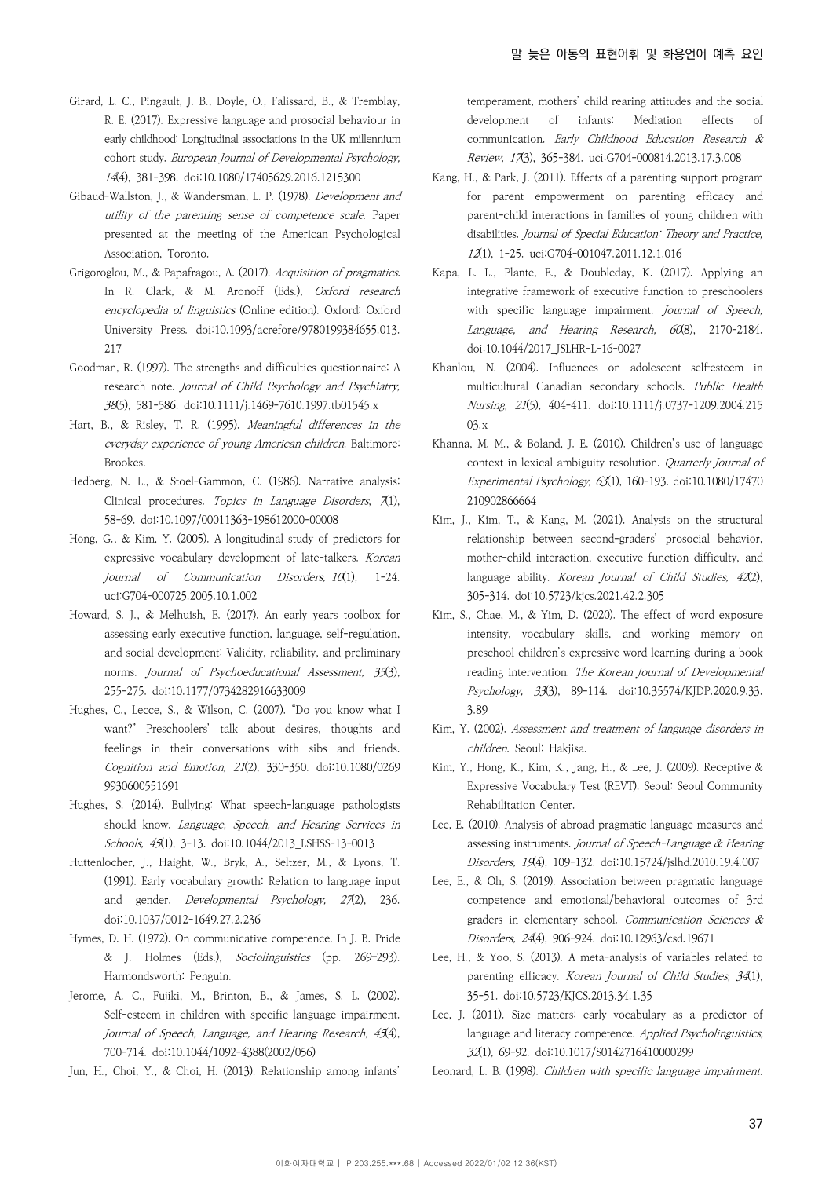Girard, L. C., Pingault, J. B., Doyle, O., Falissard, B., & Tremblay, R. E. (2017). Expressive language and prosocial behaviour in early childhood: Longitudinal associations in the UK millennium cohort study. *European Journal of Developmental Psychology, 14*(4), 381-398. doi:10.1080/17405629.2016.1215300

Gibaud-Wallston, J., & Wandersman, L. P. (1978). *Development and utility of the parenting sense of competence scale*. Paper presented at the meeting of the American Psychological Association, Toronto.

Grigoroglou, M., & Papafragou, A. (2017). *Acquisition of pragmatics*. In R. Clark, & M. Aronoff (Eds.), *Oxford research encyclopedia of linguistics* (Online edition). Oxford: Oxford University Press. doi:10.1093/acrefore/9780199384655.013.217

Goodman, R. (1997). The strengths and difficulties questionnaire: A research note. *Journal of Child Psychology and Psychiatry, 38*(5), 581-586. doi:10.1111/j.1469-7610.1997.tb01545.x

Hart, B., & Risley, T. R. (1995). *Meaningful differences in the everyday experience of young American children*. Baltimore: Brookes.

Hedberg, N. L., & Stoel-Gammon, C. (1986). Narrative analysis: Clinical procedures. *Topics in Language Disorders, 7*(1), 58-69. doi:10.1097/00011363-198612000-00008

Hong, G., & Kim, Y. (2005). A longitudinal study of predictors for expressive vocabulary development of late-talkers. *Korean Journal of Communication Disorders, 10*(1), 1-24. uci:G704-000725.2005.10.1.002

Howard, S. J., & Melhuish, E. (2017). An early years toolbox for assessing early executive function, language, self-regulation, and social development: Validity, reliability, and preliminary norms. *Journal of Psychoeducational Assessment, 35*(3), 255-275. doi:10.1177/0734282916633009

Hughes, C., Lecce, S., & Wilson, C. (2007). "Do you know what I want?" Preschoolers' talk about desires, thoughts and feelings in their conversations with sibs and friends. *Cognition and Emotion, 21*(2), 330-350. doi:10.1080/02699930600551691

Hughes, S. (2014). Bullying: What speech-language pathologists should know. *Language, Speech, and Hearing Services in Schools, 45*(1), 3-13. doi:10.1044/2013_LSHSS-13-0013

Huttenlocher, J., Haight, W., Bryk, A., Seltzer, M., & Lyons, T. (1991). Early vocabulary growth: Relation to language input and gender. *Developmental Psychology, 27*(2), 236. doi:10.1037/0012-1649.27.2.236

Hymes, D. H. (1972). On communicative competence. In J. B. Pride & J. Holmes (Eds.), *Sociolinguistics* (pp. 269-293). Harmondsworth: Penguin.

Jerome, A. C., Fujiki, M., Brinton, B., & James, S. L. (2002). Self-esteem in children with specific language impairment. *Journal of Speech, Language, and Hearing Research, 45*(4), 700-714. doi:10.1044/1092-4388(2002/056)

Jun, H., Choi, Y., & Choi, H. (2013). Relationship among infants' temperament, mothers' child rearing attitudes and the social development of infants: Mediation effects of communication. *Early Childhood Education Research & Review, 17*(3), 365-384. uci:G704-000814.2013.17.3.008

Kang, H., & Park, J. (2011). Effects of a parenting support program for parent empowerment on parenting efficacy and parent-child interactions in families of young children with disabilities. *Journal of Special Education: Theory and Practice, 12*(1), 1-25. uci:G704-001047.2011.12.1.016

Kapa, L. L., Plante, E., & Doubleday, K. (2017). Applying an integrative framework of executive function to preschoolers with specific language impairment. *Journal of Speech, Language, and Hearing Research, 60*(8), 2170-2184. doi:10.1044/2017_JSLHR-L-16-0027

Khanlou, N. (2004). Influences on adolescent self-esteem in multicultural Canadian secondary schools. *Public Health Nursing, 21*(5), 404-411. doi:10.1111/j.0737-1209.2004.21503.x

Khanna, M. M., & Boland, J. E. (2010). Children's use of language context in lexical ambiguity resolution. *Quarterly Journal of Experimental Psychology, 63*(1), 160-193. doi:10.1080/17470210902866664

Kim, J., Kim, T., & Kang, M. (2021). Analysis on the structural relationship between second-graders' prosocial behavior, mother-child interaction, executive function difficulty, and language ability. *Korean Journal of Child Studies, 42*(2), 305-314. doi:10.5723/kjcs.2021.42.2.305

Kim, S., Chae, M., & Yim, D. (2020). The effect of word exposure intensity, vocabulary skills, and working memory on preschool children's expressive word learning during a book reading intervention. *The Korean Journal of Developmental Psychology, 33*(3), 89-114. doi:10.35574/KJDP.2020.9.33.3.89

Kim, Y. (2002). *Assessment and treatment of language disorders in children*. Seoul: Hakjisa.

Kim, Y., Hong, K., Kim, K., Jang, H., & Lee, J. (2009). Receptive & Expressive Vocabulary Test (REVT). Seoul: Seoul Community Rehabilitation Center.

Lee, E. (2010). Analysis of abroad pragmatic language measures and assessing instruments. *Journal of Speech-Language & Hearing Disorders, 19*(4), 109-132. doi:10.15724/jslhd.2010.19.4.007

Lee, E., & Oh, S. (2019). Association between pragmatic language competence and emotional/behavioral outcomes of 3rd graders in elementary school. *Communication Sciences & Disorders, 24*(4), 906-924. doi:10.12963/csd.19671

Lee, H., & Yoo, S. (2013). A meta-analysis of variables related to parenting efficacy. *Korean Journal of Child Studies, 34*(1), 35-51. doi:10.5723/KJCS.2013.34.1.35

Lee, J. (2011). Size matters: early vocabulary as a predictor of language and literacy competence. *Applied Psycholinguistics, 32*(1), 69-92. doi:10.1017/S0142716410000299

Leonard, L. B. (1998). *Children with specific language impairment*.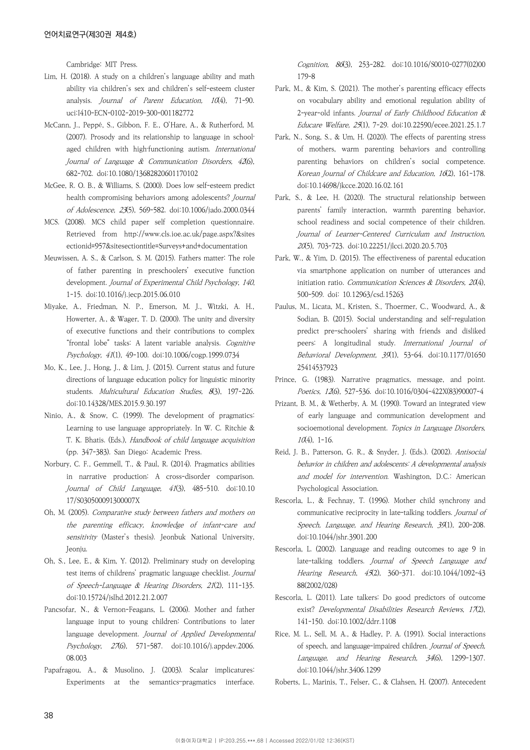Cambridge: MIT Press.

Lim, H. (2018). A study on a children's language ability and math ability via children's sex and children's self-esteem cluster analysis. *Journal of Parent Education, 10*(4), 71-90. uci:I410-ECN-0102-2019-300-001182772

McCann, J., Peppé, S., Gibbon, F. E., O'Hare, A., & Rutherford, M. (2007). Prosody and its relationship to language in school-aged children with high-functioning autism. *International Journal of Language & Communication Disorders, 42*(6), 682-702. doi:10.1080/13682820601170102

McGee, R. O. B., & Williams, S. (2000). Does low self-esteem predict health compromising behaviors among adolescents? *Journal of Adolescence, 23*(5), 569-582. doi:10.1006/jado.2000.0344

MCS. (2008). MCS child paper self completion questionnaire. Retrieved from http://www.cls.ioe.ac.uk/page.aspx?&sitesectionid=957&sitesectiontitle=Surveys+and+documentation

Meuwissen, A. S., & Carlson, S. M. (2015). Fathers matter: The role of father parenting in preschoolers' executive function development. *Journal of Experimental Child Psychology, 140*, 1-15. doi:10.1016/j.jecp.2015.06.010

Miyake, A., Friedman, N. P., Emerson, M. J., Witzki, A. H., Howerter, A., & Wager, T. D. (2000). The unity and diversity of executive functions and their contributions to complex "frontal lobe" tasks: A latent variable analysis. *Cognitive Psychology, 41*(1), 49-100. doi:10.1006/cogp.1999.0734

Mo, K., Lee, J., Hong, J., & Lim, J. (2015). Current status and future directions of language education policy for linguistic minority students. *Multicultural Education Studies, 8*(3), 197-226. doi:10.14328/MES.2015.9.30.197

Ninio, A., & Snow, C. (1999). The development of pragmatics: Learning to use language appropriately. In W. C. Ritchie & T. K. Bhatis. (Eds.), *Handbook of child language acquisition* (pp. 347-383). San Diego: Academic Press.

Norbury, C. F., Gemmell, T., & Paul, R. (2014). Pragmatics abilities in narrative production: A cross-disorder comparison. *Journal of Child Language, 41*(3), 485-510. doi:10.1017/S030500091300007X

Oh, M. (2005). *Comparative study between fathers and mothers on the parenting efficacy, knowledge of infant-care and sensitivity* (Master's thesis). Jeonbuk National University, Jeonju.

Oh, S., Lee, E., & Kim, Y. (2012). Preliminary study on developing test items of childrens' pragmatic language checklist. *Journal of Speech-Language & Hearing Disorders, 21*(2), 111-135. doi:10.15724/jslhd.2012.21.2.007

Pancsofar, N., & Vernon-Feagans, L. (2006). Mother and father language input to young children: Contributions to later language development. *Journal of Applied Developmental Psychology, 27*(6), 571-587. doi:10.1016/j.appdev.2006.08.003

Papafragou, A., & Musolino, J. (2003). Scalar implicatures: Experiments at the semantics-pragmatics interface. *Cognition, 86*(3), 253-282. doi:10.1016/S0010-0277(02)00179-8

Park, M., & Kim, S. (2021). The mother's parenting efficacy effects on vocabulary ability and emotional regulation ability of 2-year-old infants. *Journal of Early Childhood Education & Educare Welfare, 25*(1), 7-29. doi:10.22590/ecee.2021.25.1.7

Park, N., Song, S., & Um, H. (2020). The effects of parenting stress of mothers, warm parenting behaviors and controlling parenting behaviors on children's social competence. *Korean Journal of Childcare and Education, 16*(2), 161-178. doi:10.14698/jkcce.2020.16.02.161

Park, S., & Lee, H. (2020). The structural relationship between parents' family interaction, warmth parenting behavior, school readiness and social competence of their children. *Journal of Learner-Centered Curriculum and Instruction, 20*(5), 703-723. doi:10.22251/jlcci.2020.20.5.703

Park, W., & Yim, D. (2015). The effectiveness of parental education via smartphone application on number of utterances and initiation ratio. *Communication Sciences & Disorders, 20*(4), 500-509. doi: 10.12963/csd.15263

Paulus, M., Licata, M., Kristen, S., Thoermer, C., Woodward, A., & Sodian, B. (2015). Social understanding and self-regulation predict pre-schoolers' sharing with friends and disliked peers: A longitudinal study. *International Journal of Behavioral Development, 39*(1), 53-64. doi:10.1177/0165025414537923

Prince, G. (1983). Narrative pragmatics, message, and point. *Poetics, 12*(6), 527-536. doi:10.1016/0304-422X(83)90007-4

Prizant, B. M., & Wetherby, A. M. (1990). Toward an integrated view of early language and communication development and socioemotional development. *Topics in Language Disorders, 10*(4), 1-16.

Reid, J. B., Patterson, G. R., & Snyder, J. (Eds.). (2002). *Antisocial behavior in children and adolescents: A developmental analysis and model for intervention*. Washington, D.C.: American Psychological Association.

Rescorla, L., & Fechnay, T. (1996). Mother child synchrony and communicative reciprocity in late-talking toddlers. *Journal of Speech, Language, and Hearing Research, 39*(1), 200-208. doi:10.1044/jshr.3901.200

Rescorla, L. (2002). Language and reading outcomes to age 9 in late-talking toddlers. *Journal of Speech Language and Hearing Research, 45*(2), 360-371. doi:10.1044/1092-4388(2002/028)

Rescorla, L. (2011). Late talkers: Do good predictors of outcome exist? *Developmental Disabilities Research Reviews, 17*(2), 141-150. doi:10.1002/ddrr.1108

Rice, M. L., Sell, M. A., & Hadley, P. A. (1991). Social interactions of speech, and language-impaired children. *Journal of Speech, Language, and Hearing Research, 34*(6), 1299-1307. doi:10.1044/jshr.3406.1299

Roberts, L., Marinis, T., Felser, C., & Clahsen, H. (2007). Antecedent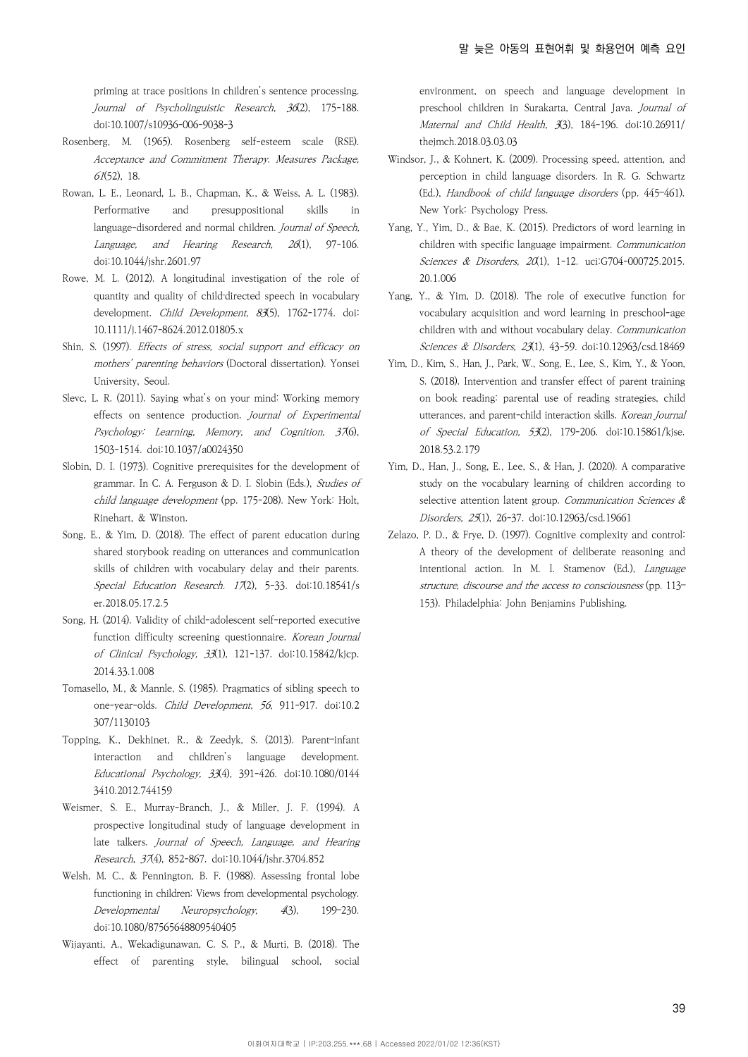priming at trace positions in children's sentence processing. *Journal of Psycholinguistic Research, 36*(2), 175-188. doi:10.1007/s10936-006-9038-3

Rosenberg, M. (1965). Rosenberg self-esteem scale (RSE). *Acceptance and Commitment Therapy. Measures Package, 61*(52), 18.

Rowan, L. E., Leonard, L. B., Chapman, K., & Weiss, A. L. (1983). Performative and presuppositional skills in language-disordered and normal children. *Journal of Speech, Language, and Hearing Research, 26*(1), 97-106. doi:10.1044/jshr.2601.97

Rowe, M. L. (2012). A longitudinal investigation of the role of quantity and quality of child-directed speech in vocabulary development. *Child Development, 83*(5), 1762-1774. doi:10.1111/j.1467-8624.2012.01805.x

Shin, S. (1997). *Effects of stress, social support and efficacy on mothers' parenting behaviors* (Doctoral dissertation). Yonsei University, Seoul.

Slevc, L. R. (2011). Saying what's on your mind: Working memory effects on sentence production. *Journal of Experimental Psychology: Learning, Memory, and Cognition, 37*(6), 1503-1514. doi:10.1037/a0024350

Slobin, D. I. (1973). Cognitive prerequisites for the development of grammar. In C. A. Ferguson & D. I. Slobin (Eds.), *Studies of child language development* (pp. 175-208). New York: Holt, Rinehart, & Winston.

Song, E., & Yim, D. (2018). The effect of parent education during shared storybook reading on utterances and communication skills of children with vocabulary delay and their parents. *Special Education Research. 17*(2), 5-33. doi:10.18541/ser.2018.05.17.2.5

Song, H. (2014). Validity of child-adolescent self-reported executive function difficulty screening questionnaire. *Korean Journal of Clinical Psychology, 33*(1), 121-137. doi:10.15842/kjcp.2014.33.1.008

Tomasello, M., & Mannle, S. (1985). Pragmatics of sibling speech to one-year-olds. *Child Development, 56*, 911-917. doi:10.2307/1130103

Topping, K., Dekhinet, R., & Zeedyk, S. (2013). Parent–infant interaction and children's language development. *Educational Psychology, 33*(4), 391-426. doi:10.1080/01443410.2012.744159

Weismer, S. E., Murray-Branch, J., & Miller, J. F. (1994). A prospective longitudinal study of language development in late talkers. *Journal of Speech, Language, and Hearing Research, 37*(4), 852-867. doi:10.1044/jshr.3704.852

Welsh, M. C., & Pennington, B. F. (1988). Assessing frontal lobe functioning in children: Views from developmental psychology. *Developmental Neuropsychology, 4*(3), 199-230. doi:10.1080/87565648809540405

Wijayanti, A., Wekadigunawan, C. S. P., & Murti, B. (2018). The effect of parenting style, bilingual school, social environment, on speech and language development in preschool children in Surakarta, Central Java. *Journal of Maternal and Child Health, 3*(3), 184-196. doi:10.26911/thejmch.2018.03.03.03

Windsor, J., & Kohnert, K. (2009). Processing speed, attention, and perception in child language disorders. In R. G. Schwartz (Ed.), *Handbook of child language disorders* (pp. 445-461). New York: Psychology Press.

Yang, Y., Yim, D., & Bae, K. (2015). Predictors of word learning in children with specific language impairment. *Communication Sciences & Disorders, 20*(1), 1-12. uci:G704-000725.2015.20.1.006

Yang, Y., & Yim, D. (2018). The role of executive function for vocabulary acquisition and word learning in preschool-age children with and without vocabulary delay. *Communication Sciences & Disorders, 23*(1), 43-59. doi:10.12963/csd.18469

Yim, D., Kim, S., Han, J., Park, W., Song, E., Lee, S., Kim, Y., & Yoon, S. (2018). Intervention and transfer effect of parent training on book reading: parental use of reading strategies, child utterances, and parent-child interaction skills. *Korean Journal of Special Education, 53*(2), 179-206. doi:10.15861/kjse.2018.53.2.179

Yim, D., Han, J., Song, E., Lee, S., & Han, J. (2020). A comparative study on the vocabulary learning of children according to selective attention latent group. *Communication Sciences & Disorders, 25*(1), 26-37. doi:10.12963/csd.19661

Zelazo, P. D., & Frye, D. (1997). Cognitive complexity and control: A theory of the development of deliberate reasoning and intentional action. In M. I. Stamenov (Ed.), *Language structure, discourse and the access to consciousness* (pp. 113-153). Philadelphia: John Benjamins Publishing.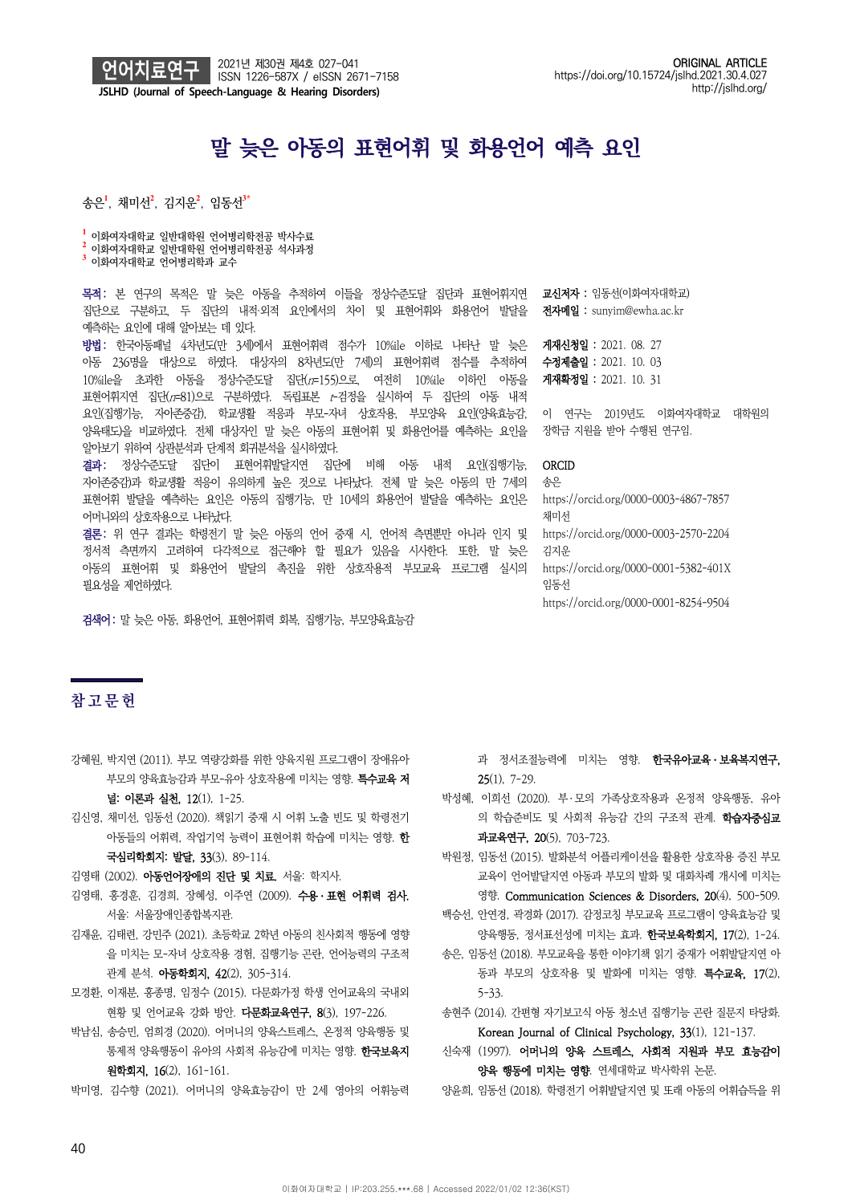# 말 늦은 아동의 표현어휘 및 화용언어 예측 요인

송은[1], 채미선[2], 김지운[2], 임동선[3*]

[1] 이화여자대학교 일반대학원 언어병리학전공 박사수료
[2] 이화여자대학교 일반대학원 언어병리학전공 석사과정
[3] 이화여자대학교 언어병리학과 교수

**목적:** 본 연구의 목적은 말 늦은 아동을 추적하여 이들을 정상수준도달 집단과 표현어휘지연 집단으로 구분하고, 두 집단의 내적·외적 요인에서의 차이 및 표현어휘와 화용언어 발달을 예측하는 요인에 대해 알아보는 데 있다.
**방법:** 한국아동패널 4차년도(만 3세)에서 표현어휘력 점수가 10%ile 이하로 나타난 말 늦은 아동 236명을 대상으로 하였다. 대상자의 8차년도(만 7세)의 표현어휘력 점수를 추적하여 10%ile을 초과한 아동을 정상수준도달 집단(*n*=155)으로, 여전히 10%ile 이하인 아동을 표현어휘지연 집단(*n*=81)으로 구분하였다. 독립표본 *t*-검정을 실시하여 두 집단의 아동 내적 요인(집행기능, 자아존중감), 학교생활 적응과 부모-자녀 상호작용, 부모양육 요인(양육효능감, 양육태도)을 비교하였다. 전체 대상자인 말 늦은 아동의 표현어휘 및 화용언어를 예측하는 요인을 알아보기 위하여 상관분석과 단계적 회귀분석을 실시하였다.
**결과:** 정상수준도달 집단이 표현어휘발달지연 집단에 비해 아동 내적 요인(집행기능, 자아존중감)과 학교생활 적응이 유의하게 높은 것으로 나타났다. 전체 말 늦은 아동의 만 7세의 표현어휘 발달을 예측하는 요인은 아동의 집행기능, 만 10세의 화용언어 발달을 예측하는 요인은 어머니와의 상호작용으로 나타났다.
**결론:** 위 연구 결과는 학령전기 말 늦은 아동의 언어 중재 시, 언어적 측면뿐만 아니라 인지 및 정서적 측면까지 고려하여 다각적으로 접근해야 할 필요가 있음을 시사한다. 또한, 말 늦은 아동의 표현어휘 및 화용언어 발달의 촉진을 위한 상호작용적 부모교육 프로그램 실시의 필요성을 제언하였다.

**검색어:** 말 늦은 아동, 화용언어, 표현어휘력 회복, 집행기능, 부모양육효능감

**교신저자 :** 임동선(이화여자대학교)
**전자메일 :** sunyim@ewha.ac.kr

**게재신청일 :** 2021. 08. 27
**수정제출일 :** 2021. 10. 03
**게재확정일 :** 2021. 10. 31

이 연구는 2019년도 이화여자대학교 대학원의 장학금 지원을 받아 수행된 연구임.

**ORCID**
송은
https://orcid.org/0000-0003-4867-7857
채미선
https://orcid.org/0000-0003-2570-2204
김지운
https://orcid.org/0000-0001-5382-401X
임동선
https://orcid.org/0000-0001-8254-9504

## 참고문헌

강혜원, 박지연 (2011). 부모 역량강화를 위한 양육지원 프로그램이 장애유아 부모의 양육효능감과 부모-유아 상호작용에 미치는 영향. **특수교육 저널: 이론과 실천, 12**(1), 1-25.

김신영, 채미선, 임동선 (2020). 책읽기 중재 시 어휘 노출 빈도 및 학령전기 아동들의 어휘력, 작업기억 능력이 표현어휘 학습에 미치는 영향. **한국심리학회지: 발달, 33**(3), 89-114.

김영태 (2002). **아동언어장애의 진단 및 치료.** 서울: 학지사.

김영태, 홍경훈, 김경희, 장혜성, 이주연 (2009). **수용·표현 어휘력 검사.** 서울: 서울장애인종합복지관.

김재윤, 김태련, 강민주 (2021). 초등학교 2학년 아동의 친사회적 행동에 영향을 미치는 모-자녀 상호작용 경험, 집행기능 곤란, 언어능력의 구조적 관계 분석. **아동학회지, 42**(2), 305-314.

모경환, 이재분, 홍종명, 임정수 (2015). 다문화가정 학생 언어교육의 국내외 현황 및 언어교육 강화 방안. **다문화교육연구, 8**(3), 197-226.

박남심, 송승민, 엄희정 (2020). 어머니의 양육스트레스, 온정적 양육행동 및 통제적 양육행동이 유아의 사회적 유능감에 미치는 영향. **한국보육지원학회지, 16**(2), 161-161.

박미영, 김수향 (2021). 어머니의 양육효능감이 만 2세 영아의 어휘능력과 정서조절능력에 미치는 영향. **한국유아교육·보육복지연구, 25**(1), 7-29.

박성혜, 이희선 (2020). 부·모의 가족상호작용과 온정적 양육행동, 유아의 학습준비도 및 사회적 유능감 간의 구조적 관계. **학습자중심교과교육연구, 20**(5), 703-723.

박원정, 임동선 (2015). 발화분석 어플리케이션을 활용한 상호작용 증진 부모교육이 언어발달지연 아동과 부모의 발화 및 대화차례 개시에 미치는 영향. **Communication Sciences & Disorders, 20**(4), 500-509.

백승선, 안연경, 곽경화 (2017). 감정코칭 부모교육 프로그램이 양육효능감 및 양육행동, 정서표현성에 미치는 효과. **한국보육학회지, 17**(2), 1-24.

송은, 임동선 (2018). 부모교육을 통한 이야기책 읽기 중재가 어휘발달지연 아동과 부모의 상호작용 및 발화에 미치는 영향. **특수교육, 17**(2), 5-33.

송현주 (2014). 간편형 자기보고식 아동 청소년 집행기능 곤란 질문지 타당화. **Korean Journal of Clinical Psychology, 33**(1), 121-137.

신숙재 (1997). **어머니의 양육 스트레스, 사회적 지원과 부모 효능감이 양육 행동에 미치는 영향.** 연세대학교 박사학위 논문.

양윤희, 임동선 (2018). 학령전기 어휘발달지연 및 또래 아동의 어휘습득을 위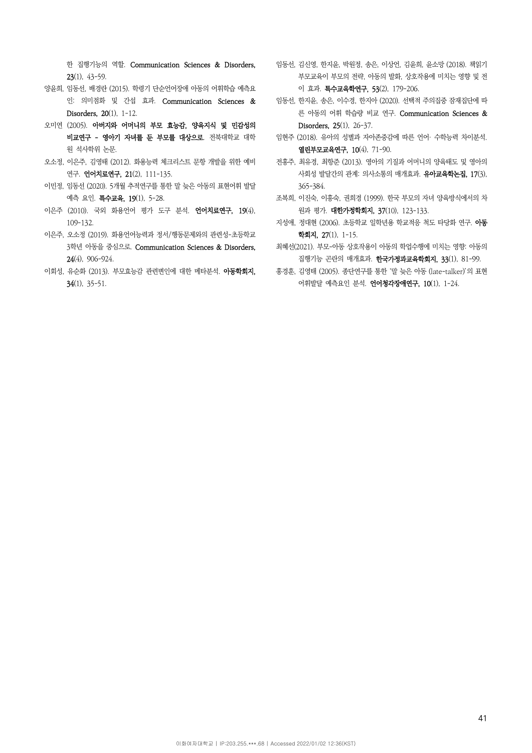한 집행기능의 역할. **Communication Sciences & Disorders, 23**(1), 43-59.

양윤희, 임동선, 배경란 (2015). 학령기 단순언어장애 아동의 어휘학습 예측요인: 의미점화 및 간섭 효과. **Communication Sciences & Disorders, 20**(1), 1-12.

오미연 (2005). **아버지와 어머니의 부모 효능감, 양육지식 및 민감성의 비교연구 - 영아기 자녀를 둔 부모를 대상으로**. 전북대학교 대학원 석사학위 논문.

오소정, 이은주, 김영태 (2012). 화용능력 체크리스트 문항 개발을 위한 예비연구. **언어치료연구, 21**(2), 111-135.

이민정, 임동선 (2020). 5개월 추적연구를 통한 말 늦은 아동의 표현어휘 발달 예측 요인. **특수교육, 19**(1), 5-28.

이은주 (2010). 국외 화용언어 평가 도구 분석. **언어치료연구, 19**(4), 109-132.

이은주, 오소정 (2019). 화용언어능력과 정서/행동문제와의 관련성-초등학교 3학년 아동을 중심으로. **Communication Sciences & Disorders, 24**(4), 906-924.

이희성, 유순화 (2013). 부모효능감 관련변인에 대한 메타분석. **아동학회지, 34**(1), 35-51.

임동선, 김신영, 한지윤, 박원정, 송은, 이상언, 김윤희, 윤소망 (2018). 책읽기 부모교육이 부모의 전략, 아동의 발화, 상호작용에 미치는 영향 및 전이 효과. **특수교육학연구, 53**(2), 179-206.

임동선, 한지윤, 송은, 이수경, 한지아 (2020). 선택적 주의집중 잠재집단에 따른 아동의 어휘 학습량 비교 연구. **Communication Sciences & Disorders, 25**(1), 26-37.

임현주 (2018). 유아의 성별과 자아존중감에 따른 언어· 수학능력 차이분석. **열린부모교육연구, 10**(4), 71-90.

전홍주, 최유경, 최항준 (2013). 영아의 기질과 어머니의 양육태도 및 영아의 사회성 발달간의 관계: 의사소통의 매개효과. **유아교육학논집, 17**(3), 365-384.

조복희, 이진숙, 이홍숙, 권희경 (1999). 한국 부모의 자녀 양육방식에서의 차원과 평가. **대한가정학회지, 37**(10), 123-133.

지성애, 정대현 (2006). 초등학교 일학년용 학교적응 척도 타당화 연구. **아동학회지, 27**(1), 1-15.

최혜선(2021). 부모-아동 상호작용이 아동의 학업수행에 미치는 영향: 아동의 집행기능 곤란의 매개효과. **한국가정과교육학회지, 33**(1), 81-99.

홍경훈, 김영태 (2005). 종단연구를 통한 '말 늦은 아동 (late-talker)'의 표현어휘발달 예측요인 분석. **언어청각장애연구, 10**(1), 1-24.